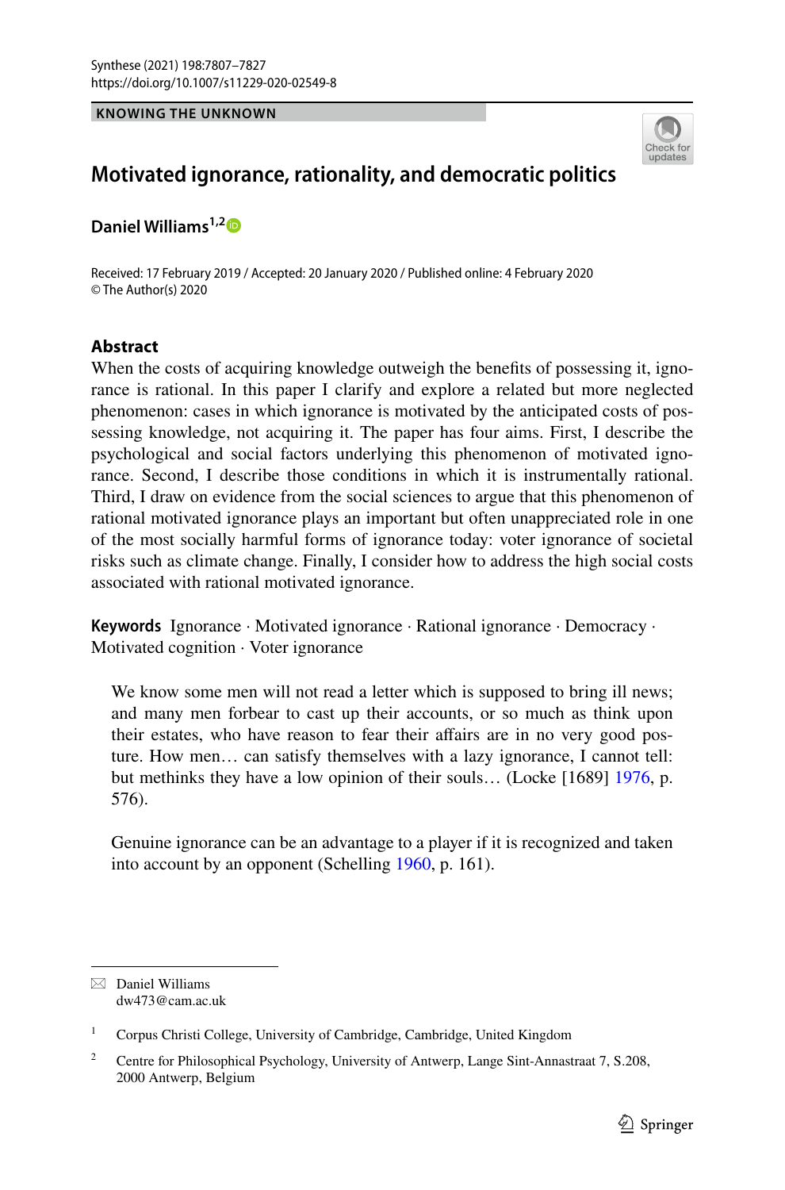KNOWING THE UNKNOWN

# Motivated ignorance, rationality, and democratic politics

**Daniel Williams**[1,2]

Received: 17 February 2019 / Accepted: 20 January 2020 / Published online: 4 February 2020
© The Author(s) 2020

## Abstract

When the costs of acquiring knowledge outweigh the benefits of possessing it, ignorance is rational. In this paper I clarify and explore a related but more neglected phenomenon: cases in which ignorance is motivated by the anticipated costs of possessing knowledge, not acquiring it. The paper has four aims. First, I describe the psychological and social factors underlying this phenomenon of motivated ignorance. Second, I describe those conditions in which it is instrumentally rational. Third, I draw on evidence from the social sciences to argue that this phenomenon of rational motivated ignorance plays an important but often unappreciated role in one of the most socially harmful forms of ignorance today: voter ignorance of societal risks such as climate change. Finally, I consider how to address the high social costs associated with rational motivated ignorance.

**Keywords** Ignorance · Motivated ignorance · Rational ignorance · Democracy · Motivated cognition · Voter ignorance

> We know some men will not read a letter which is supposed to bring ill news; and many men forbear to cast up their accounts, or so much as think upon their estates, who have reason to fear their affairs are in no very good posture. How men… can satisfy themselves with a lazy ignorance, I cannot tell: but methinks they have a low opinion of their souls… (Locke [1689] 1976, p. 576).

> Genuine ignorance can be an advantage to a player if it is recognized and taken into account by an opponent (Schelling 1960, p. 161).

---

✉ Daniel Williams
dw473@cam.ac.uk

[1] Corpus Christi College, University of Cambridge, Cambridge, United Kingdom

[2] Centre for Philosophical Psychology, University of Antwerp, Lange Sint-Annastraat 7, S.208, 2000 Antwerp, Belgium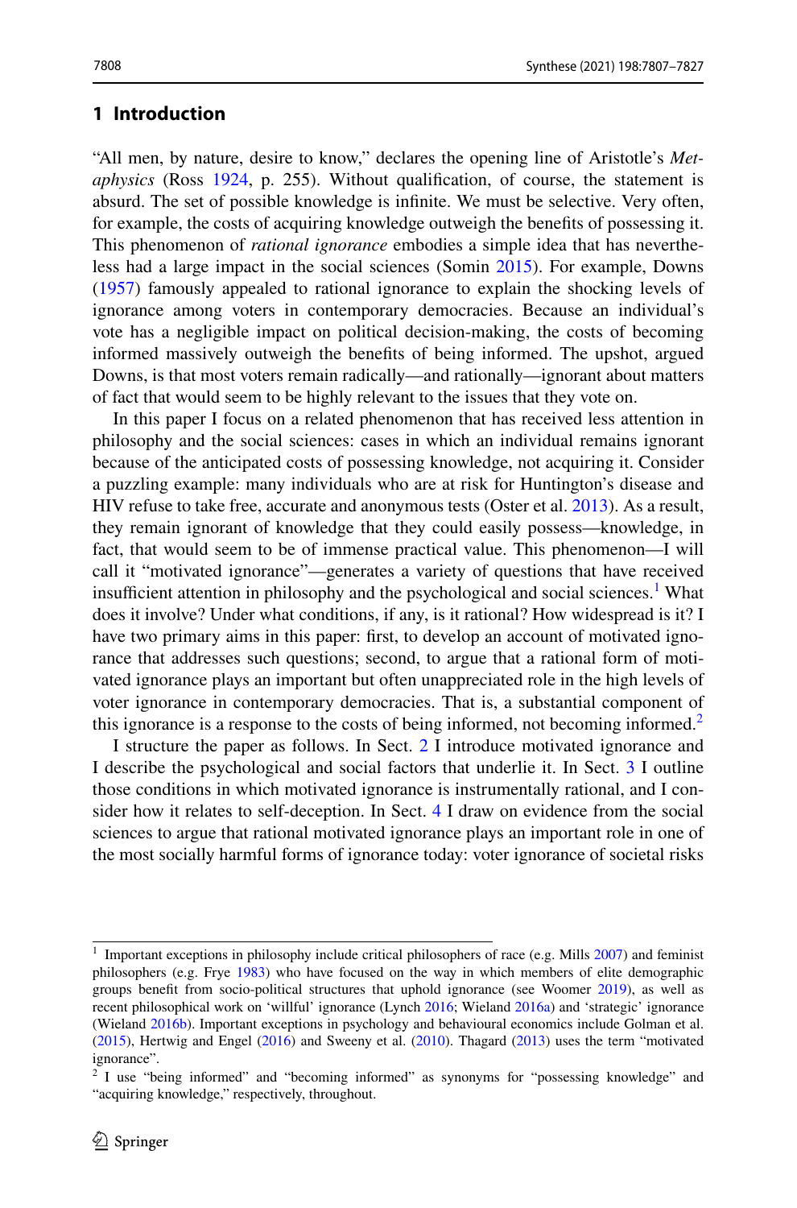## 1 Introduction

"All men, by nature, desire to know," declares the opening line of Aristotle's *Metaphysics* (Ross 1924, p. 255). Without qualification, of course, the statement is absurd. The set of possible knowledge is infinite. We must be selective. Very often, for example, the costs of acquiring knowledge outweigh the benefits of possessing it. This phenomenon of *rational ignorance* embodies a simple idea that has nevertheless had a large impact in the social sciences (Somin 2015). For example, Downs (1957) famously appealed to rational ignorance to explain the shocking levels of ignorance among voters in contemporary democracies. Because an individual's vote has a negligible impact on political decision-making, the costs of becoming informed massively outweigh the benefits of being informed. The upshot, argued Downs, is that most voters remain radically—and rationally—ignorant about matters of fact that would seem to be highly relevant to the issues that they vote on.

In this paper I focus on a related phenomenon that has received less attention in philosophy and the social sciences: cases in which an individual remains ignorant because of the anticipated costs of possessing knowledge, not acquiring it. Consider a puzzling example: many individuals who are at risk for Huntington's disease and HIV refuse to take free, accurate and anonymous tests (Oster et al. 2013). As a result, they remain ignorant of knowledge that they could easily possess—knowledge, in fact, that would seem to be of immense practical value. This phenomenon—I will call it "motivated ignorance"—generates a variety of questions that have received insufficient attention in philosophy and the psychological and social sciences.[1] What does it involve? Under what conditions, if any, is it rational? How widespread is it? I have two primary aims in this paper: first, to develop an account of motivated ignorance that addresses such questions; second, to argue that a rational form of motivated ignorance plays an important but often unappreciated role in the high levels of voter ignorance in contemporary democracies. That is, a substantial component of this ignorance is a response to the costs of being informed, not becoming informed.[2]

I structure the paper as follows. In Sect. 2 I introduce motivated ignorance and I describe the psychological and social factors that underlie it. In Sect. 3 I outline those conditions in which motivated ignorance is instrumentally rational, and I consider how it relates to self-deception. In Sect. 4 I draw on evidence from the social sciences to argue that rational motivated ignorance plays an important role in one of the most socially harmful forms of ignorance today: voter ignorance of societal risks

---

[1] Important exceptions in philosophy include critical philosophers of race (e.g. Mills 2007) and feminist philosophers (e.g. Frye 1983) who have focused on the way in which members of elite demographic groups benefit from socio-political structures that uphold ignorance (see Woomer 2019), as well as recent philosophical work on 'willful' ignorance (Lynch 2016; Wieland 2016a) and 'strategic' ignorance (Wieland 2016b). Important exceptions in psychology and behavioural economics include Golman et al. (2015), Hertwig and Engel (2016) and Sweeny et al. (2010). Thagard (2013) uses the term "motivated ignorance".

[2] I use "being informed" and "becoming informed" as synonyms for "possessing knowledge" and "acquiring knowledge," respectively, throughout.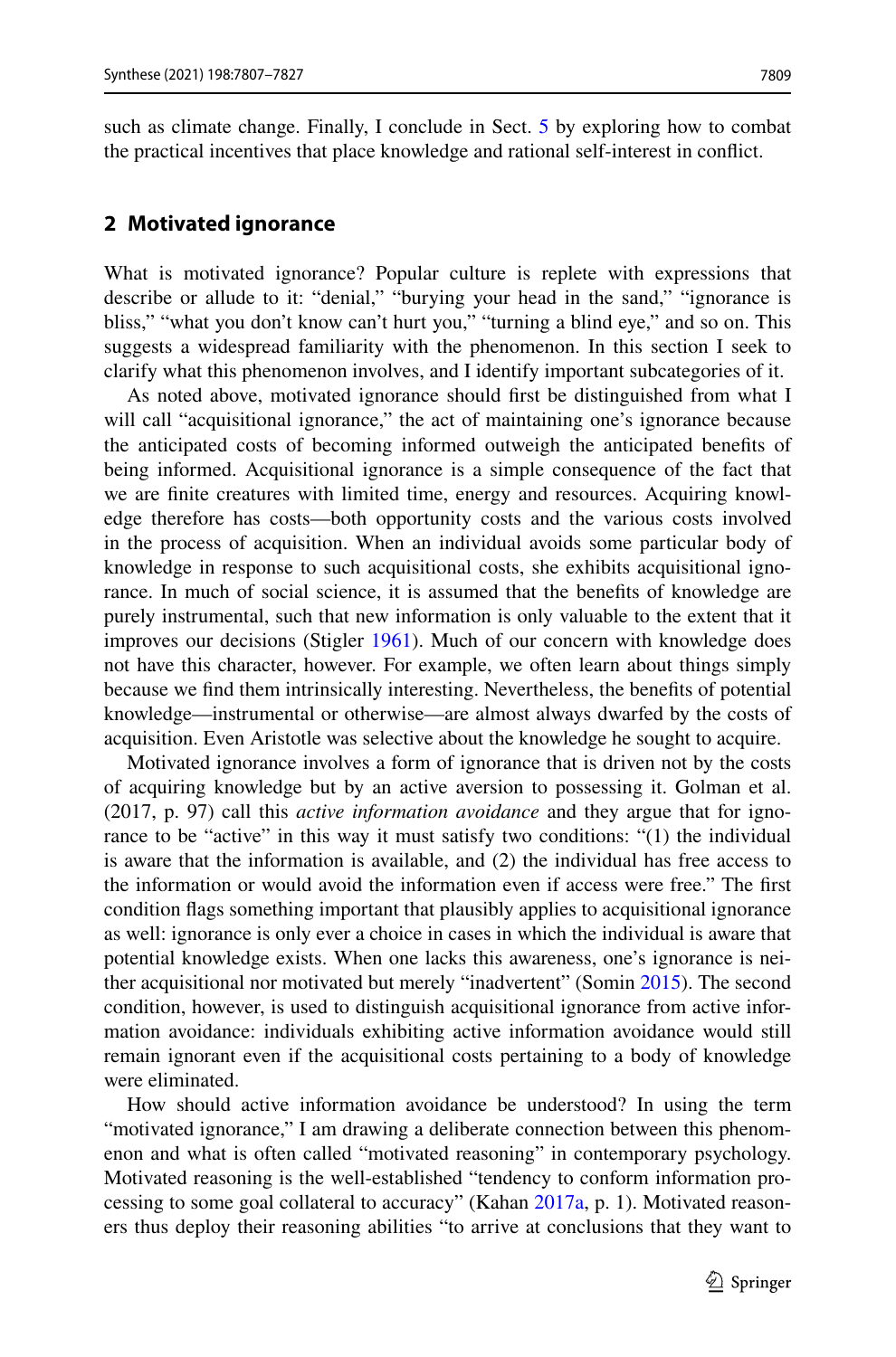such as climate change. Finally, I conclude in Sect. 5 by exploring how to combat the practical incentives that place knowledge and rational self-interest in conflict.

## 2 Motivated ignorance

What is motivated ignorance? Popular culture is replete with expressions that describe or allude to it: "denial," "burying your head in the sand," "ignorance is bliss," "what you don't know can't hurt you," "turning a blind eye," and so on. This suggests a widespread familiarity with the phenomenon. In this section I seek to clarify what this phenomenon involves, and I identify important subcategories of it.

As noted above, motivated ignorance should first be distinguished from what I will call "acquisitional ignorance," the act of maintaining one's ignorance because the anticipated costs of becoming informed outweigh the anticipated benefits of being informed. Acquisitional ignorance is a simple consequence of the fact that we are finite creatures with limited time, energy and resources. Acquiring knowledge therefore has costs—both opportunity costs and the various costs involved in the process of acquisition. When an individual avoids some particular body of knowledge in response to such acquisitional costs, she exhibits acquisitional ignorance. In much of social science, it is assumed that the benefits of knowledge are purely instrumental, such that new information is only valuable to the extent that it improves our decisions (Stigler 1961). Much of our concern with knowledge does not have this character, however. For example, we often learn about things simply because we find them intrinsically interesting. Nevertheless, the benefits of potential knowledge—instrumental or otherwise—are almost always dwarfed by the costs of acquisition. Even Aristotle was selective about the knowledge he sought to acquire.

Motivated ignorance involves a form of ignorance that is driven not by the costs of acquiring knowledge but by an active aversion to possessing it. Golman et al. (2017, p. 97) call this *active information avoidance* and they argue that for ignorance to be "active" in this way it must satisfy two conditions: "(1) the individual is aware that the information is available, and (2) the individual has free access to the information or would avoid the information even if access were free." The first condition flags something important that plausibly applies to acquisitional ignorance as well: ignorance is only ever a choice in cases in which the individual is aware that potential knowledge exists. When one lacks this awareness, one's ignorance is neither acquisitional nor motivated but merely "inadvertent" (Somin 2015). The second condition, however, is used to distinguish acquisitional ignorance from active information avoidance: individuals exhibiting active information avoidance would still remain ignorant even if the acquisitional costs pertaining to a body of knowledge were eliminated.

How should active information avoidance be understood? In using the term "motivated ignorance," I am drawing a deliberate connection between this phenomenon and what is often called "motivated reasoning" in contemporary psychology. Motivated reasoning is the well-established "tendency to conform information processing to some goal collateral to accuracy" (Kahan 2017a, p. 1). Motivated reasoners thus deploy their reasoning abilities "to arrive at conclusions that they want to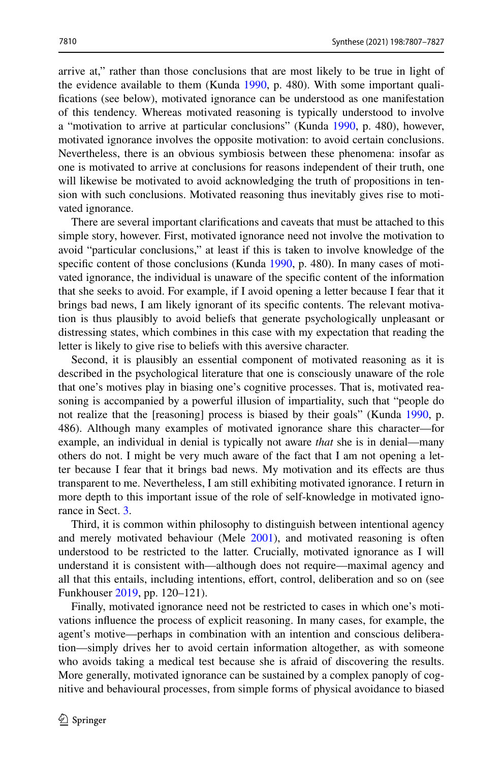arrive at," rather than those conclusions that are most likely to be true in light of the evidence available to them (Kunda 1990, p. 480). With some important qualifications (see below), motivated ignorance can be understood as one manifestation of this tendency. Whereas motivated reasoning is typically understood to involve a "motivation to arrive at particular conclusions" (Kunda 1990, p. 480), however, motivated ignorance involves the opposite motivation: to avoid certain conclusions. Nevertheless, there is an obvious symbiosis between these phenomena: insofar as one is motivated to arrive at conclusions for reasons independent of their truth, one will likewise be motivated to avoid acknowledging the truth of propositions in tension with such conclusions. Motivated reasoning thus inevitably gives rise to motivated ignorance.

There are several important clarifications and caveats that must be attached to this simple story, however. First, motivated ignorance need not involve the motivation to avoid "particular conclusions," at least if this is taken to involve knowledge of the specific content of those conclusions (Kunda 1990, p. 480). In many cases of motivated ignorance, the individual is unaware of the specific content of the information that she seeks to avoid. For example, if I avoid opening a letter because I fear that it brings bad news, I am likely ignorant of its specific contents. The relevant motivation is thus plausibly to avoid beliefs that generate psychologically unpleasant or distressing states, which combines in this case with my expectation that reading the letter is likely to give rise to beliefs with this aversive character.

Second, it is plausibly an essential component of motivated reasoning as it is described in the psychological literature that one is consciously unaware of the role that one's motives play in biasing one's cognitive processes. That is, motivated reasoning is accompanied by a powerful illusion of impartiality, such that "people do not realize that the [reasoning] process is biased by their goals" (Kunda 1990, p. 486). Although many examples of motivated ignorance share this character—for example, an individual in denial is typically not aware *that* she is in denial—many others do not. I might be very much aware of the fact that I am not opening a letter because I fear that it brings bad news. My motivation and its effects are thus transparent to me. Nevertheless, I am still exhibiting motivated ignorance. I return in more depth to this important issue of the role of self-knowledge in motivated ignorance in Sect. 3.

Third, it is common within philosophy to distinguish between intentional agency and merely motivated behaviour (Mele 2001), and motivated reasoning is often understood to be restricted to the latter. Crucially, motivated ignorance as I will understand it is consistent with—although does not require—maximal agency and all that this entails, including intentions, effort, control, deliberation and so on (see Funkhouser 2019, pp. 120–121).

Finally, motivated ignorance need not be restricted to cases in which one's motivations influence the process of explicit reasoning. In many cases, for example, the agent's motive—perhaps in combination with an intention and conscious deliberation—simply drives her to avoid certain information altogether, as with someone who avoids taking a medical test because she is afraid of discovering the results. More generally, motivated ignorance can be sustained by a complex panoply of cognitive and behavioural processes, from simple forms of physical avoidance to biased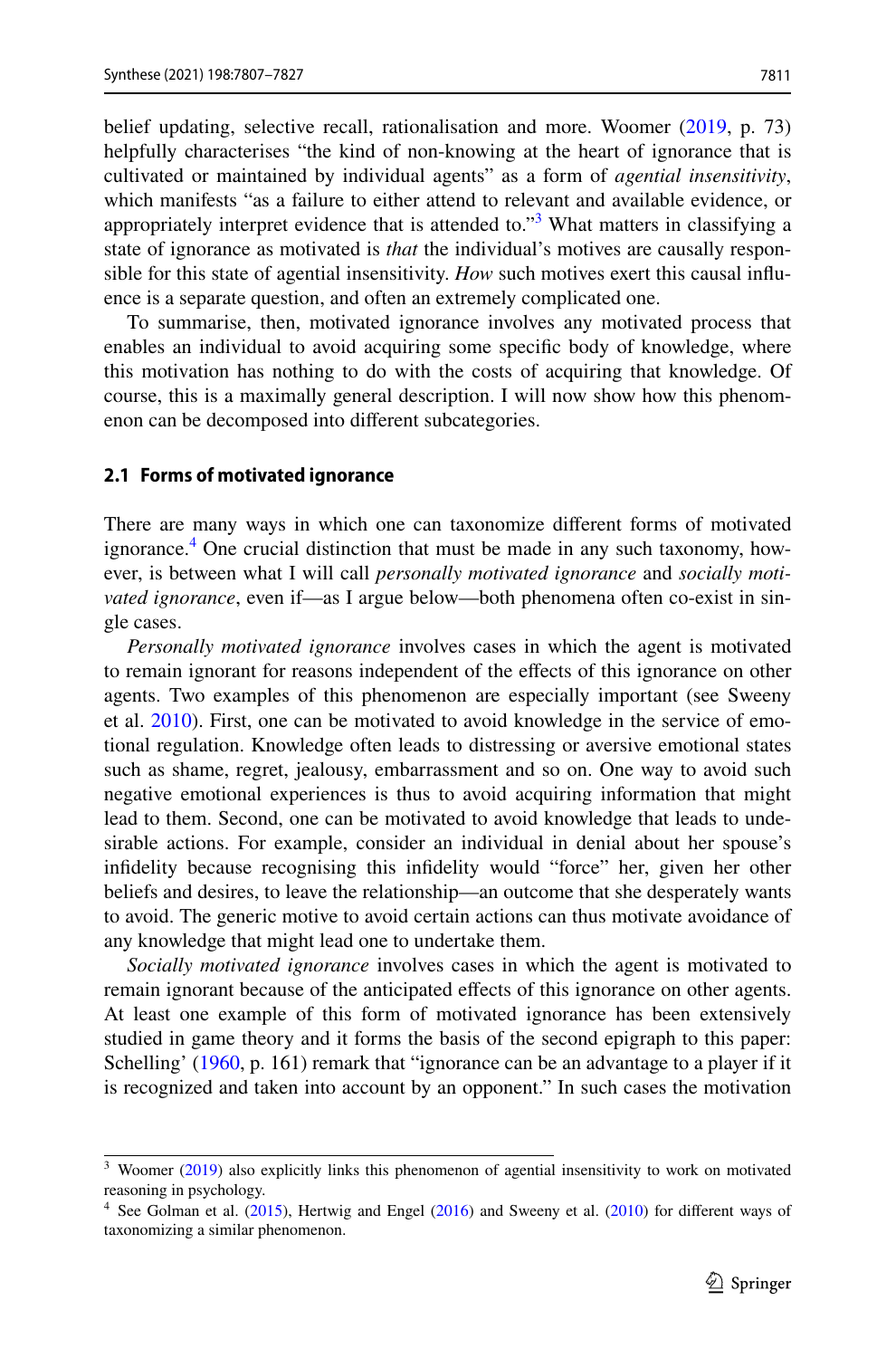belief updating, selective recall, rationalisation and more. Woomer (2019, p. 73) helpfully characterises "the kind of non-knowing at the heart of ignorance that is cultivated or maintained by individual agents" as a form of *agential insensitivity*, which manifests "as a failure to either attend to relevant and available evidence, or appropriately interpret evidence that is attended to."[3] What matters in classifying a state of ignorance as motivated is *that* the individual's motives are causally responsible for this state of agential insensitivity. *How* such motives exert this causal influence is a separate question, and often an extremely complicated one.

To summarise, then, motivated ignorance involves any motivated process that enables an individual to avoid acquiring some specific body of knowledge, where this motivation has nothing to do with the costs of acquiring that knowledge. Of course, this is a maximally general description. I will now show how this phenomenon can be decomposed into different subcategories.

### 2.1 Forms of motivated ignorance

There are many ways in which one can taxonomize different forms of motivated ignorance.[4] One crucial distinction that must be made in any such taxonomy, however, is between what I will call *personally motivated ignorance* and *socially motivated ignorance*, even if—as I argue below—both phenomena often co-exist in single cases.

*Personally motivated ignorance* involves cases in which the agent is motivated to remain ignorant for reasons independent of the effects of this ignorance on other agents. Two examples of this phenomenon are especially important (see Sweeny et al. 2010). First, one can be motivated to avoid knowledge in the service of emotional regulation. Knowledge often leads to distressing or aversive emotional states such as shame, regret, jealousy, embarrassment and so on. One way to avoid such negative emotional experiences is thus to avoid acquiring information that might lead to them. Second, one can be motivated to avoid knowledge that leads to undesirable actions. For example, consider an individual in denial about her spouse's infidelity because recognising this infidelity would "force" her, given her other beliefs and desires, to leave the relationship—an outcome that she desperately wants to avoid. The generic motive to avoid certain actions can thus motivate avoidance of any knowledge that might lead one to undertake them.

*Socially motivated ignorance* involves cases in which the agent is motivated to remain ignorant because of the anticipated effects of this ignorance on other agents. At least one example of this form of motivated ignorance has been extensively studied in game theory and it forms the basis of the second epigraph to this paper: Schelling' (1960, p. 161) remark that "ignorance can be an advantage to a player if it is recognized and taken into account by an opponent." In such cases the motivation

---

[3] Woomer (2019) also explicitly links this phenomenon of agential insensitivity to work on motivated reasoning in psychology.

[4] See Golman et al. (2015), Hertwig and Engel (2016) and Sweeny et al. (2010) for different ways of taxonomizing a similar phenomenon.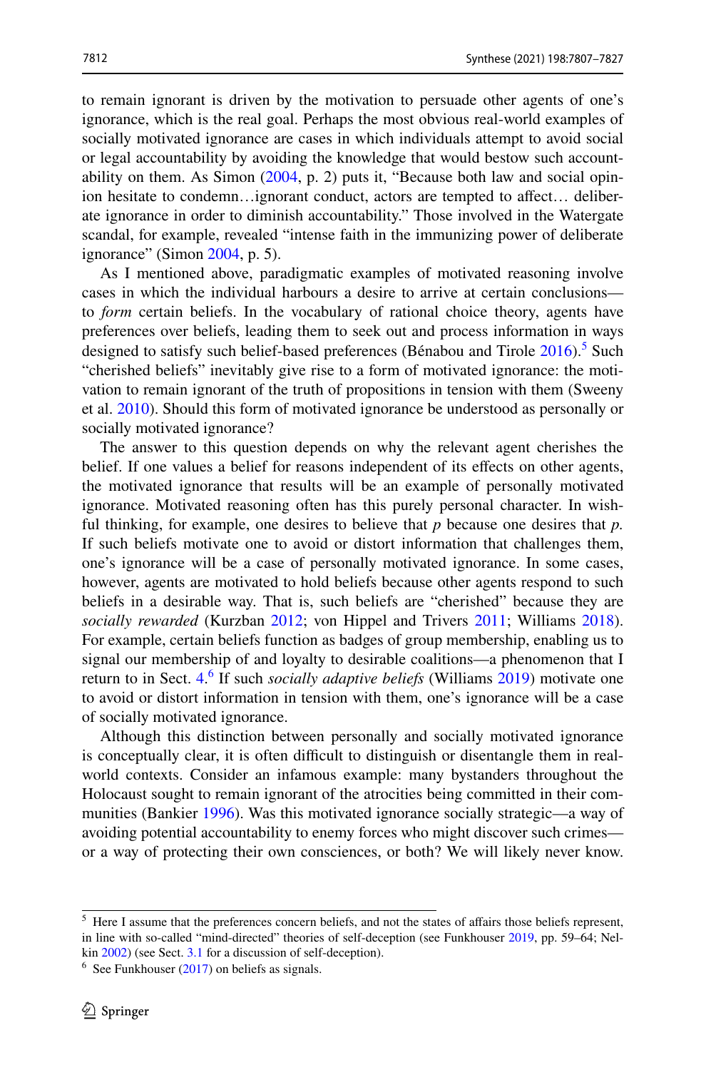to remain ignorant is driven by the motivation to persuade other agents of one's ignorance, which is the real goal. Perhaps the most obvious real-world examples of socially motivated ignorance are cases in which individuals attempt to avoid social or legal accountability by avoiding the knowledge that would bestow such accountability on them. As Simon (2004, p. 2) puts it, "Because both law and social opinion hesitate to condemn…ignorant conduct, actors are tempted to affect… deliberate ignorance in order to diminish accountability." Those involved in the Watergate scandal, for example, revealed "intense faith in the immunizing power of deliberate ignorance" (Simon 2004, p. 5).

As I mentioned above, paradigmatic examples of motivated reasoning involve cases in which the individual harbours a desire to arrive at certain conclusions—to *form* certain beliefs. In the vocabulary of rational choice theory, agents have preferences over beliefs, leading them to seek out and process information in ways designed to satisfy such belief-based preferences (Bénabou and Tirole 2016).[5] Such "cherished beliefs" inevitably give rise to a form of motivated ignorance: the motivation to remain ignorant of the truth of propositions in tension with them (Sweeny et al. 2010). Should this form of motivated ignorance be understood as personally or socially motivated ignorance?

The answer to this question depends on why the relevant agent cherishes the belief. If one values a belief for reasons independent of its effects on other agents, the motivated ignorance that results will be an example of personally motivated ignorance. Motivated reasoning often has this purely personal character. In wishful thinking, for example, one desires to believe that *p* because one desires that *p*. If such beliefs motivate one to avoid or distort information that challenges them, one's ignorance will be a case of personally motivated ignorance. In some cases, however, agents are motivated to hold beliefs because other agents respond to such beliefs in a desirable way. That is, such beliefs are "cherished" because they are *socially rewarded* (Kurzban 2012; von Hippel and Trivers 2011; Williams 2018). For example, certain beliefs function as badges of group membership, enabling us to signal our membership of and loyalty to desirable coalitions—a phenomenon that I return to in Sect. 4.[6] If such *socially adaptive beliefs* (Williams 2019) motivate one to avoid or distort information in tension with them, one's ignorance will be a case of socially motivated ignorance.

Although this distinction between personally and socially motivated ignorance is conceptually clear, it is often difficult to distinguish or disentangle them in real-world contexts. Consider an infamous example: many bystanders throughout the Holocaust sought to remain ignorant of the atrocities being committed in their communities (Bankier 1996). Was this motivated ignorance socially strategic—a way of avoiding potential accountability to enemy forces who might discover such crimes—or a way of protecting their own consciences, or both? We will likely never know.

---

[5] Here I assume that the preferences concern beliefs, and not the states of affairs those beliefs represent, in line with so-called "mind-directed" theories of self-deception (see Funkhouser 2019, pp. 59–64; Nelkin 2002) (see Sect. 3.1 for a discussion of self-deception).

[6] See Funkhouser (2017) on beliefs as signals.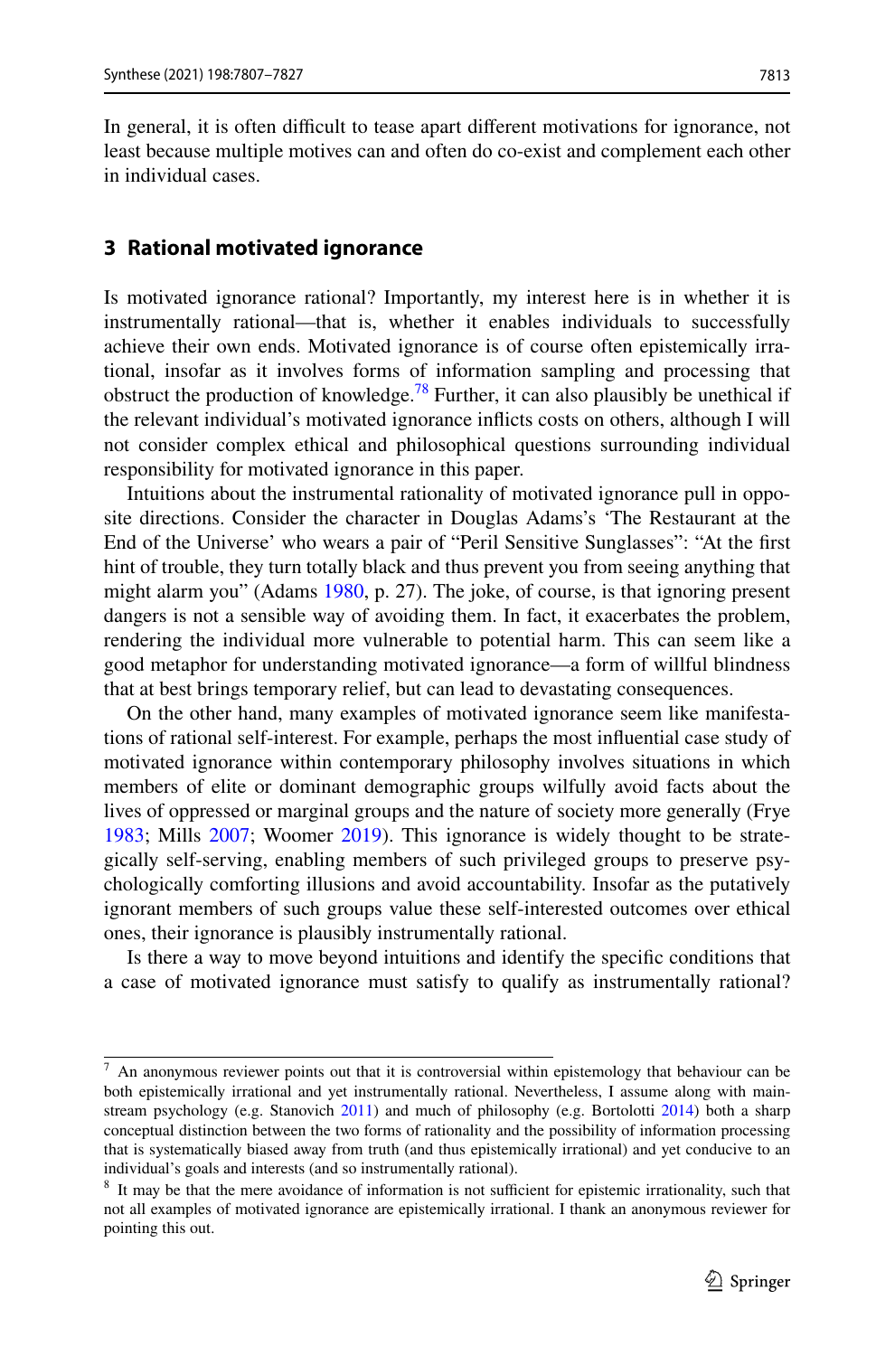In general, it is often difficult to tease apart different motivations for ignorance, not least because multiple motives can and often do co-exist and complement each other in individual cases.

## 3 Rational motivated ignorance

Is motivated ignorance rational? Importantly, my interest here is in whether it is instrumentally rational—that is, whether it enables individuals to successfully achieve their own ends. Motivated ignorance is of course often epistemically irrational, insofar as it involves forms of information sampling and processing that obstruct the production of knowledge.[7,8] Further, it can also plausibly be unethical if the relevant individual's motivated ignorance inflicts costs on others, although I will not consider complex ethical and philosophical questions surrounding individual responsibility for motivated ignorance in this paper.

Intuitions about the instrumental rationality of motivated ignorance pull in opposite directions. Consider the character in Douglas Adams's 'The Restaurant at the End of the Universe' who wears a pair of "Peril Sensitive Sunglasses": "At the first hint of trouble, they turn totally black and thus prevent you from seeing anything that might alarm you" (Adams 1980, p. 27). The joke, of course, is that ignoring present dangers is not a sensible way of avoiding them. In fact, it exacerbates the problem, rendering the individual more vulnerable to potential harm. This can seem like a good metaphor for understanding motivated ignorance—a form of willful blindness that at best brings temporary relief, but can lead to devastating consequences.

On the other hand, many examples of motivated ignorance seem like manifestations of rational self-interest. For example, perhaps the most influential case study of motivated ignorance within contemporary philosophy involves situations in which members of elite or dominant demographic groups wilfully avoid facts about the lives of oppressed or marginal groups and the nature of society more generally (Frye 1983; Mills 2007; Woomer 2019). This ignorance is widely thought to be strategically self-serving, enabling members of such privileged groups to preserve psychologically comforting illusions and avoid accountability. Insofar as the putatively ignorant members of such groups value these self-interested outcomes over ethical ones, their ignorance is plausibly instrumentally rational.

Is there a way to move beyond intuitions and identify the specific conditions that a case of motivated ignorance must satisfy to qualify as instrumentally rational?

---

[7] An anonymous reviewer points out that it is controversial within epistemology that behaviour can be both epistemically irrational and yet instrumentally rational. Nevertheless, I assume along with mainstream psychology (e.g. Stanovich 2011) and much of philosophy (e.g. Bortolotti 2014) both a sharp conceptual distinction between the two forms of rationality and the possibility of information processing that is systematically biased away from truth (and thus epistemically irrational) and yet conducive to an individual's goals and interests (and so instrumentally rational).

[8] It may be that the mere avoidance of information is not sufficient for epistemic irrationality, such that not all examples of motivated ignorance are epistemically irrational. I thank an anonymous reviewer for pointing this out.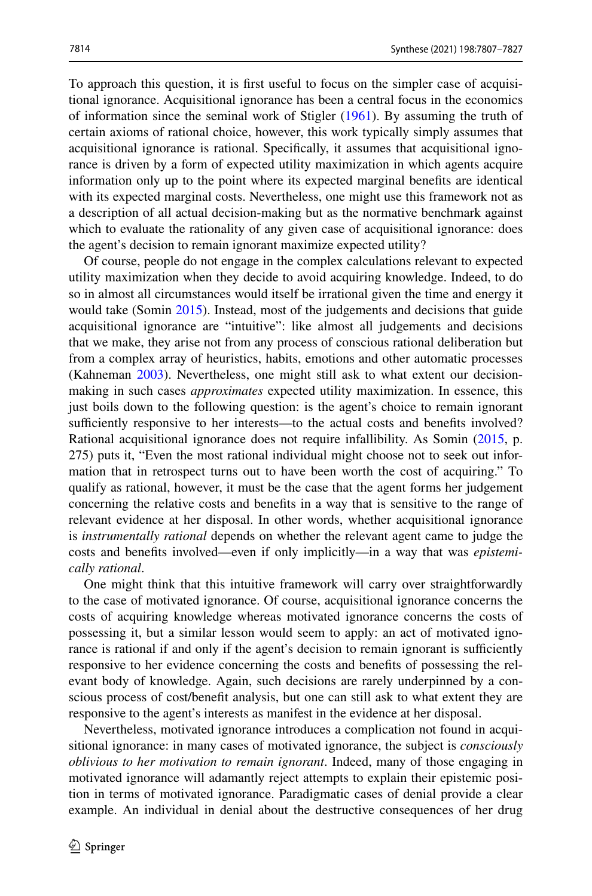To approach this question, it is first useful to focus on the simpler case of acquisitional ignorance. Acquisitional ignorance has been a central focus in the economics of information since the seminal work of Stigler (1961). By assuming the truth of certain axioms of rational choice, however, this work typically simply assumes that acquisitional ignorance is rational. Specifically, it assumes that acquisitional ignorance is driven by a form of expected utility maximization in which agents acquire information only up to the point where its expected marginal benefits are identical with its expected marginal costs. Nevertheless, one might use this framework not as a description of all actual decision-making but as the normative benchmark against which to evaluate the rationality of any given case of acquisitional ignorance: does the agent's decision to remain ignorant maximize expected utility?

Of course, people do not engage in the complex calculations relevant to expected utility maximization when they decide to avoid acquiring knowledge. Indeed, to do so in almost all circumstances would itself be irrational given the time and energy it would take (Somin 2015). Instead, most of the judgements and decisions that guide acquisitional ignorance are "intuitive": like almost all judgements and decisions that we make, they arise not from any process of conscious rational deliberation but from a complex array of heuristics, habits, emotions and other automatic processes (Kahneman 2003). Nevertheless, one might still ask to what extent our decision-making in such cases *approximates* expected utility maximization. In essence, this just boils down to the following question: is the agent's choice to remain ignorant sufficiently responsive to her interests—to the actual costs and benefits involved? Rational acquisitional ignorance does not require infallibility. As Somin (2015, p. 275) puts it, "Even the most rational individual might choose not to seek out information that in retrospect turns out to have been worth the cost of acquiring." To qualify as rational, however, it must be the case that the agent forms her judgement concerning the relative costs and benefits in a way that is sensitive to the range of relevant evidence at her disposal. In other words, whether acquisitional ignorance is *instrumentally rational* depends on whether the relevant agent came to judge the costs and benefits involved—even if only implicitly—in a way that was *epistemically rational*.

One might think that this intuitive framework will carry over straightforwardly to the case of motivated ignorance. Of course, acquisitional ignorance concerns the costs of acquiring knowledge whereas motivated ignorance concerns the costs of possessing it, but a similar lesson would seem to apply: an act of motivated ignorance is rational if and only if the agent's decision to remain ignorant is sufficiently responsive to her evidence concerning the costs and benefits of possessing the relevant body of knowledge. Again, such decisions are rarely underpinned by a conscious process of cost/benefit analysis, but one can still ask to what extent they are responsive to the agent's interests as manifest in the evidence at her disposal.

Nevertheless, motivated ignorance introduces a complication not found in acquisitional ignorance: in many cases of motivated ignorance, the subject is *consciously oblivious to her motivation to remain ignorant*. Indeed, many of those engaging in motivated ignorance will adamantly reject attempts to explain their epistemic position in terms of motivated ignorance. Paradigmatic cases of denial provide a clear example. An individual in denial about the destructive consequences of her drug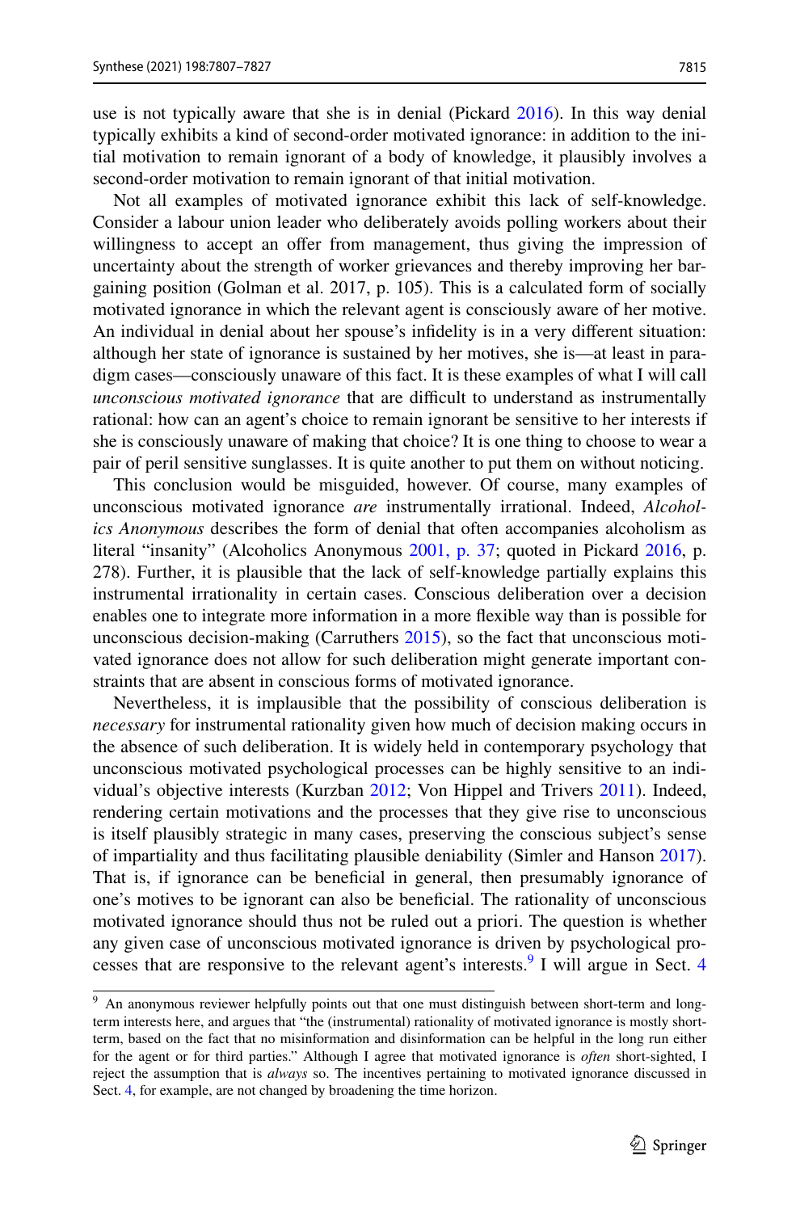use is not typically aware that she is in denial (Pickard 2016). In this way denial typically exhibits a kind of second-order motivated ignorance: in addition to the initial motivation to remain ignorant of a body of knowledge, it plausibly involves a second-order motivation to remain ignorant of that initial motivation.

Not all examples of motivated ignorance exhibit this lack of self-knowledge. Consider a labour union leader who deliberately avoids polling workers about their willingness to accept an offer from management, thus giving the impression of uncertainty about the strength of worker grievances and thereby improving her bargaining position (Golman et al. 2017, p. 105). This is a calculated form of socially motivated ignorance in which the relevant agent is consciously aware of her motive. An individual in denial about her spouse's infidelity is in a very different situation: although her state of ignorance is sustained by her motives, she is—at least in paradigm cases—consciously unaware of this fact. It is these examples of what I will call *unconscious motivated ignorance* that are difficult to understand as instrumentally rational: how can an agent's choice to remain ignorant be sensitive to her interests if she is consciously unaware of making that choice? It is one thing to choose to wear a pair of peril sensitive sunglasses. It is quite another to put them on without noticing.

This conclusion would be misguided, however. Of course, many examples of unconscious motivated ignorance *are* instrumentally irrational. Indeed, *Alcoholics Anonymous* describes the form of denial that often accompanies alcoholism as literal "insanity" (Alcoholics Anonymous 2001, p. 37; quoted in Pickard 2016, p. 278). Further, it is plausible that the lack of self-knowledge partially explains this instrumental irrationality in certain cases. Conscious deliberation over a decision enables one to integrate more information in a more flexible way than is possible for unconscious decision-making (Carruthers 2015), so the fact that unconscious motivated ignorance does not allow for such deliberation might generate important constraints that are absent in conscious forms of motivated ignorance.

Nevertheless, it is implausible that the possibility of conscious deliberation is *necessary* for instrumental rationality given how much of decision making occurs in the absence of such deliberation. It is widely held in contemporary psychology that unconscious motivated psychological processes can be highly sensitive to an individual's objective interests (Kurzban 2012; Von Hippel and Trivers 2011). Indeed, rendering certain motivations and the processes that they give rise to unconscious is itself plausibly strategic in many cases, preserving the conscious subject's sense of impartiality and thus facilitating plausible deniability (Simler and Hanson 2017). That is, if ignorance can be beneficial in general, then presumably ignorance of one's motives to be ignorant can also be beneficial. The rationality of unconscious motivated ignorance should thus not be ruled out a priori. The question is whether any given case of unconscious motivated ignorance is driven by psychological processes that are responsive to the relevant agent's interests.[9] I will argue in Sect. 4

---

[9] An anonymous reviewer helpfully points out that one must distinguish between short-term and long-term interests here, and argues that "the (instrumental) rationality of motivated ignorance is mostly short-term, based on the fact that no misinformation and disinformation can be helpful in the long run either for the agent or for third parties." Although I agree that motivated ignorance is *often* short-sighted, I reject the assumption that is *always* so. The incentives pertaining to motivated ignorance discussed in Sect. 4, for example, are not changed by broadening the time horizon.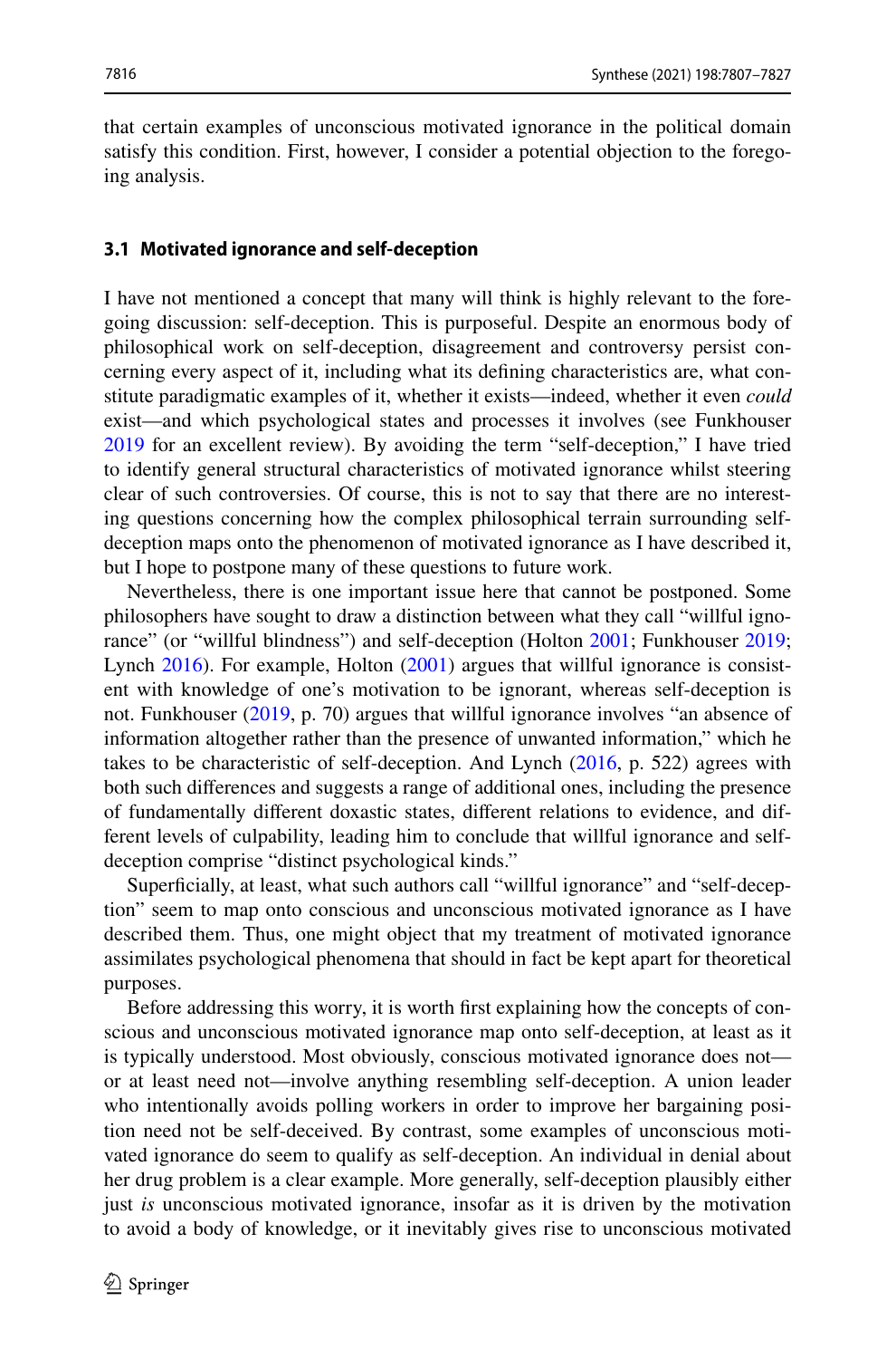that certain examples of unconscious motivated ignorance in the political domain satisfy this condition. First, however, I consider a potential objection to the foregoing analysis.

### 3.1 Motivated ignorance and self-deception

I have not mentioned a concept that many will think is highly relevant to the foregoing discussion: self-deception. This is purposeful. Despite an enormous body of philosophical work on self-deception, disagreement and controversy persist concerning every aspect of it, including what its defining characteristics are, what constitute paradigmatic examples of it, whether it exists—indeed, whether it even *could* exist—and which psychological states and processes it involves (see Funkhouser 2019 for an excellent review). By avoiding the term "self-deception," I have tried to identify general structural characteristics of motivated ignorance whilst steering clear of such controversies. Of course, this is not to say that there are no interesting questions concerning how the complex philosophical terrain surrounding self-deception maps onto the phenomenon of motivated ignorance as I have described it, but I hope to postpone many of these questions to future work.

Nevertheless, there is one important issue here that cannot be postponed. Some philosophers have sought to draw a distinction between what they call "willful ignorance" (or "willful blindness") and self-deception (Holton 2001; Funkhouser 2019; Lynch 2016). For example, Holton (2001) argues that willful ignorance is consistent with knowledge of one's motivation to be ignorant, whereas self-deception is not. Funkhouser (2019, p. 70) argues that willful ignorance involves "an absence of information altogether rather than the presence of unwanted information," which he takes to be characteristic of self-deception. And Lynch (2016, p. 522) agrees with both such differences and suggests a range of additional ones, including the presence of fundamentally different doxastic states, different relations to evidence, and different levels of culpability, leading him to conclude that willful ignorance and self-deception comprise "distinct psychological kinds."

Superficially, at least, what such authors call "willful ignorance" and "self-deception" seem to map onto conscious and unconscious motivated ignorance as I have described them. Thus, one might object that my treatment of motivated ignorance assimilates psychological phenomena that should in fact be kept apart for theoretical purposes.

Before addressing this worry, it is worth first explaining how the concepts of conscious and unconscious motivated ignorance map onto self-deception, at least as it is typically understood. Most obviously, conscious motivated ignorance does not—or at least need not—involve anything resembling self-deception. A union leader who intentionally avoids polling workers in order to improve her bargaining position need not be self-deceived. By contrast, some examples of unconscious motivated ignorance do seem to qualify as self-deception. An individual in denial about her drug problem is a clear example. More generally, self-deception plausibly either just *is* unconscious motivated ignorance, insofar as it is driven by the motivation to avoid a body of knowledge, or it inevitably gives rise to unconscious motivated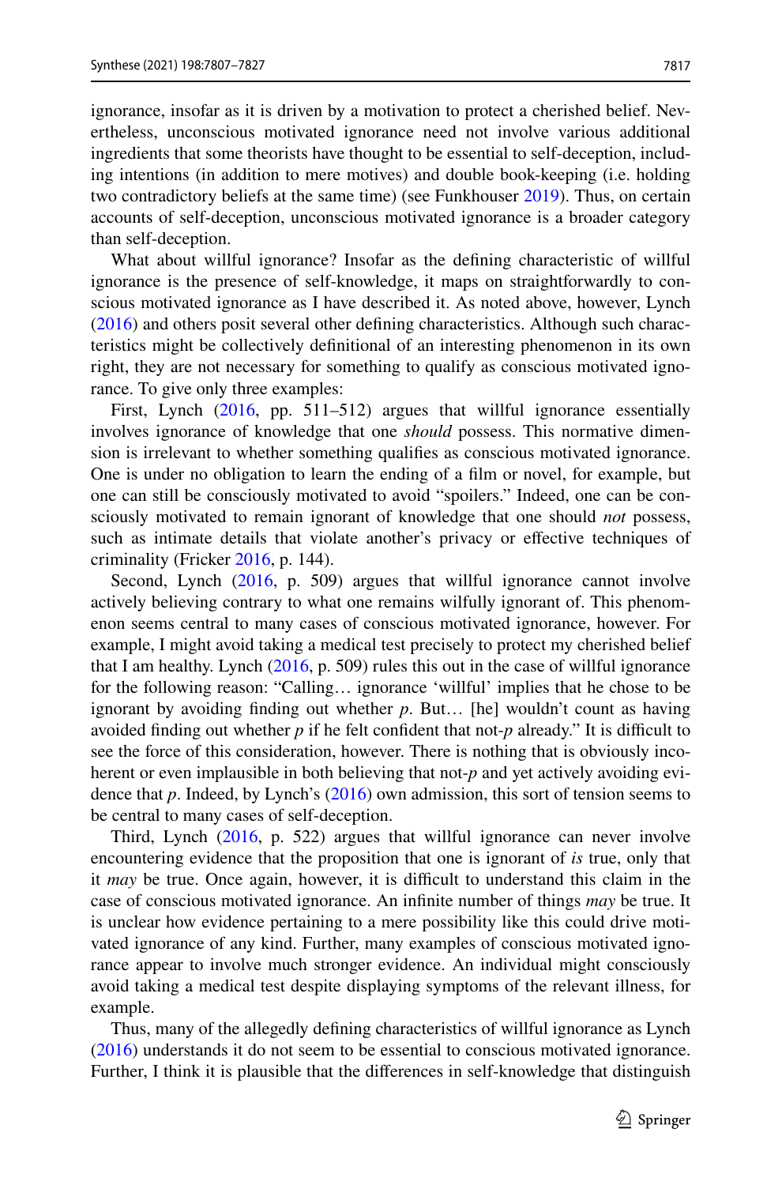ignorance, insofar as it is driven by a motivation to protect a cherished belief. Nevertheless, unconscious motivated ignorance need not involve various additional ingredients that some theorists have thought to be essential to self-deception, including intentions (in addition to mere motives) and double book-keeping (i.e. holding two contradictory beliefs at the same time) (see Funkhouser 2019). Thus, on certain accounts of self-deception, unconscious motivated ignorance is a broader category than self-deception.

What about willful ignorance? Insofar as the defining characteristic of willful ignorance is the presence of self-knowledge, it maps on straightforwardly to conscious motivated ignorance as I have described it. As noted above, however, Lynch (2016) and others posit several other defining characteristics. Although such characteristics might be collectively definitional of an interesting phenomenon in its own right, they are not necessary for something to qualify as conscious motivated ignorance. To give only three examples:

First, Lynch (2016, pp. 511–512) argues that willful ignorance essentially involves ignorance of knowledge that one *should* possess. This normative dimension is irrelevant to whether something qualifies as conscious motivated ignorance. One is under no obligation to learn the ending of a film or novel, for example, but one can still be consciously motivated to avoid "spoilers." Indeed, one can be consciously motivated to remain ignorant of knowledge that one should *not* possess, such as intimate details that violate another's privacy or effective techniques of criminality (Fricker 2016, p. 144).

Second, Lynch (2016, p. 509) argues that willful ignorance cannot involve actively believing contrary to what one remains wilfully ignorant of. This phenomenon seems central to many cases of conscious motivated ignorance, however. For example, I might avoid taking a medical test precisely to protect my cherished belief that I am healthy. Lynch (2016, p. 509) rules this out in the case of willful ignorance for the following reason: "Calling… ignorance 'willful' implies that he chose to be ignorant by avoiding finding out whether *p*. But… [he] wouldn't count as having avoided finding out whether *p* if he felt confident that not-*p* already." It is difficult to see the force of this consideration, however. There is nothing that is obviously incoherent or even implausible in both believing that not-*p* and yet actively avoiding evidence that *p*. Indeed, by Lynch's (2016) own admission, this sort of tension seems to be central to many cases of self-deception.

Third, Lynch (2016, p. 522) argues that willful ignorance can never involve encountering evidence that the proposition that one is ignorant of *is* true, only that it *may* be true. Once again, however, it is difficult to understand this claim in the case of conscious motivated ignorance. An infinite number of things *may* be true. It is unclear how evidence pertaining to a mere possibility like this could drive motivated ignorance of any kind. Further, many examples of conscious motivated ignorance appear to involve much stronger evidence. An individual might consciously avoid taking a medical test despite displaying symptoms of the relevant illness, for example.

Thus, many of the allegedly defining characteristics of willful ignorance as Lynch (2016) understands it do not seem to be essential to conscious motivated ignorance. Further, I think it is plausible that the differences in self-knowledge that distinguish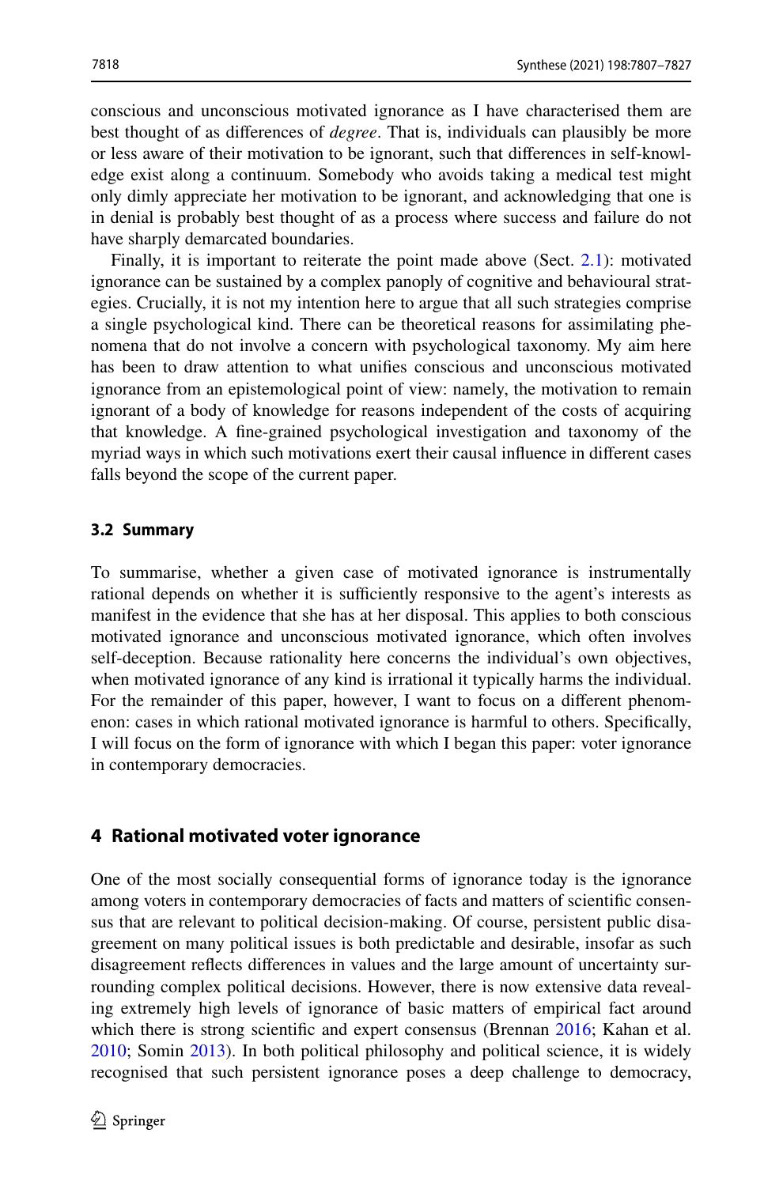conscious and unconscious motivated ignorance as I have characterised them are best thought of as differences of *degree*. That is, individuals can plausibly be more or less aware of their motivation to be ignorant, such that differences in self-knowledge exist along a continuum. Somebody who avoids taking a medical test might only dimly appreciate her motivation to be ignorant, and acknowledging that one is in denial is probably best thought of as a process where success and failure do not have sharply demarcated boundaries.

Finally, it is important to reiterate the point made above (Sect. 2.1): motivated ignorance can be sustained by a complex panoply of cognitive and behavioural strategies. Crucially, it is not my intention here to argue that all such strategies comprise a single psychological kind. There can be theoretical reasons for assimilating phenomena that do not involve a concern with psychological taxonomy. My aim here has been to draw attention to what unifies conscious and unconscious motivated ignorance from an epistemological point of view: namely, the motivation to remain ignorant of a body of knowledge for reasons independent of the costs of acquiring that knowledge. A fine-grained psychological investigation and taxonomy of the myriad ways in which such motivations exert their causal influence in different cases falls beyond the scope of the current paper.

### 3.2 Summary

To summarise, whether a given case of motivated ignorance is instrumentally rational depends on whether it is sufficiently responsive to the agent's interests as manifest in the evidence that she has at her disposal. This applies to both conscious motivated ignorance and unconscious motivated ignorance, which often involves self-deception. Because rationality here concerns the individual's own objectives, when motivated ignorance of any kind is irrational it typically harms the individual. For the remainder of this paper, however, I want to focus on a different phenomenon: cases in which rational motivated ignorance is harmful to others. Specifically, I will focus on the form of ignorance with which I began this paper: voter ignorance in contemporary democracies.

## 4 Rational motivated voter ignorance

One of the most socially consequential forms of ignorance today is the ignorance among voters in contemporary democracies of facts and matters of scientific consensus that are relevant to political decision-making. Of course, persistent public disagreement on many political issues is both predictable and desirable, insofar as such disagreement reflects differences in values and the large amount of uncertainty surrounding complex political decisions. However, there is now extensive data revealing extremely high levels of ignorance of basic matters of empirical fact around which there is strong scientific and expert consensus (Brennan 2016; Kahan et al. 2010; Somin 2013). In both political philosophy and political science, it is widely recognised that such persistent ignorance poses a deep challenge to democracy,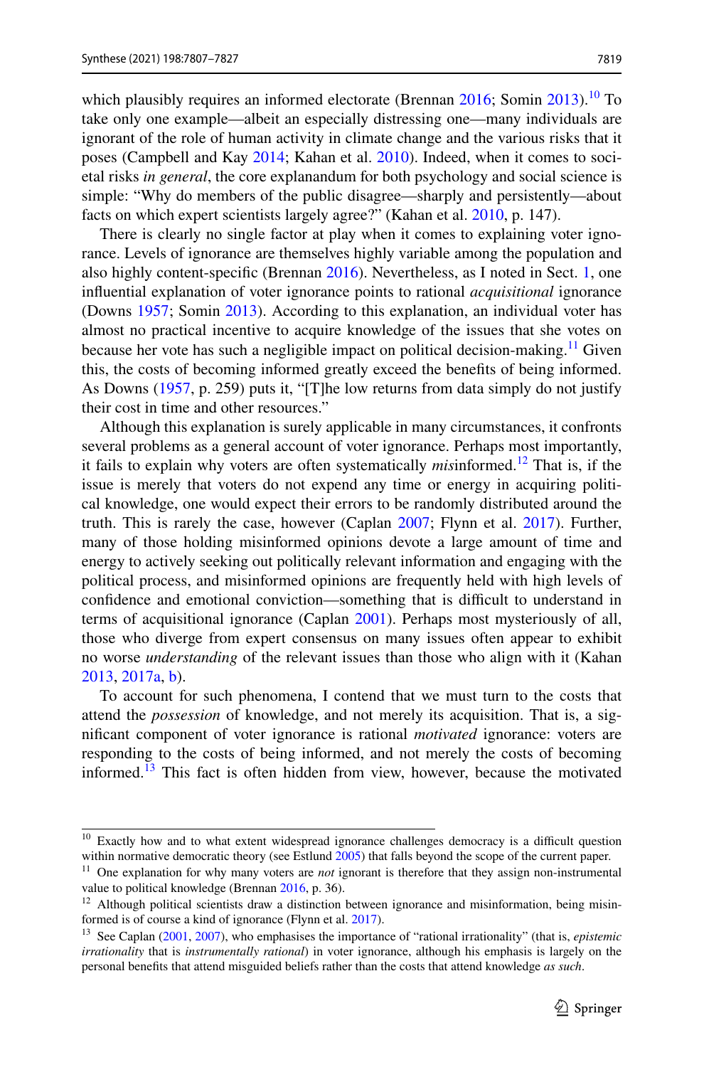which plausibly requires an informed electorate (Brennan 2016; Somin 2013).[10] To take only one example—albeit an especially distressing one—many individuals are ignorant of the role of human activity in climate change and the various risks that it poses (Campbell and Kay 2014; Kahan et al. 2010). Indeed, when it comes to societal risks *in general*, the core explanandum for both psychology and social science is simple: "Why do members of the public disagree—sharply and persistently—about facts on which expert scientists largely agree?" (Kahan et al. 2010, p. 147).

There is clearly no single factor at play when it comes to explaining voter ignorance. Levels of ignorance are themselves highly variable among the population and also highly content-specific (Brennan 2016). Nevertheless, as I noted in Sect. 1, one influential explanation of voter ignorance points to rational *acquisitional* ignorance (Downs 1957; Somin 2013). According to this explanation, an individual voter has almost no practical incentive to acquire knowledge of the issues that she votes on because her vote has such a negligible impact on political decision-making.[11] Given this, the costs of becoming informed greatly exceed the benefits of being informed. As Downs (1957, p. 259) puts it, "[T]he low returns from data simply do not justify their cost in time and other resources."

Although this explanation is surely applicable in many circumstances, it confronts several problems as a general account of voter ignorance. Perhaps most importantly, it fails to explain why voters are often systematically *mis*informed.[12] That is, if the issue is merely that voters do not expend any time or energy in acquiring political knowledge, one would expect their errors to be randomly distributed around the truth. This is rarely the case, however (Caplan 2007; Flynn et al. 2017). Further, many of those holding misinformed opinions devote a large amount of time and energy to actively seeking out politically relevant information and engaging with the political process, and misinformed opinions are frequently held with high levels of confidence and emotional conviction—something that is difficult to understand in terms of acquisitional ignorance (Caplan 2001). Perhaps most mysteriously of all, those who diverge from expert consensus on many issues often appear to exhibit no worse *understanding* of the relevant issues than those who align with it (Kahan 2013, 2017a, b).

To account for such phenomena, I contend that we must turn to the costs that attend the *possession* of knowledge, and not merely its acquisition. That is, a significant component of voter ignorance is rational *motivated* ignorance: voters are responding to the costs of being informed, and not merely the costs of becoming informed.[13] This fact is often hidden from view, however, because the motivated

---

[10] Exactly how and to what extent widespread ignorance challenges democracy is a difficult question within normative democratic theory (see Estlund 2005) that falls beyond the scope of the current paper.

[11] One explanation for why many voters are *not* ignorant is therefore that they assign non-instrumental value to political knowledge (Brennan 2016, p. 36).

[12] Although political scientists draw a distinction between ignorance and misinformation, being misinformed is of course a kind of ignorance (Flynn et al. 2017).

[13] See Caplan (2001, 2007), who emphasises the importance of "rational irrationality" (that is, *epistemic irrationality* that is *instrumentally rational*) in voter ignorance, although his emphasis is largely on the personal benefits that attend misguided beliefs rather than the costs that attend knowledge *as such*.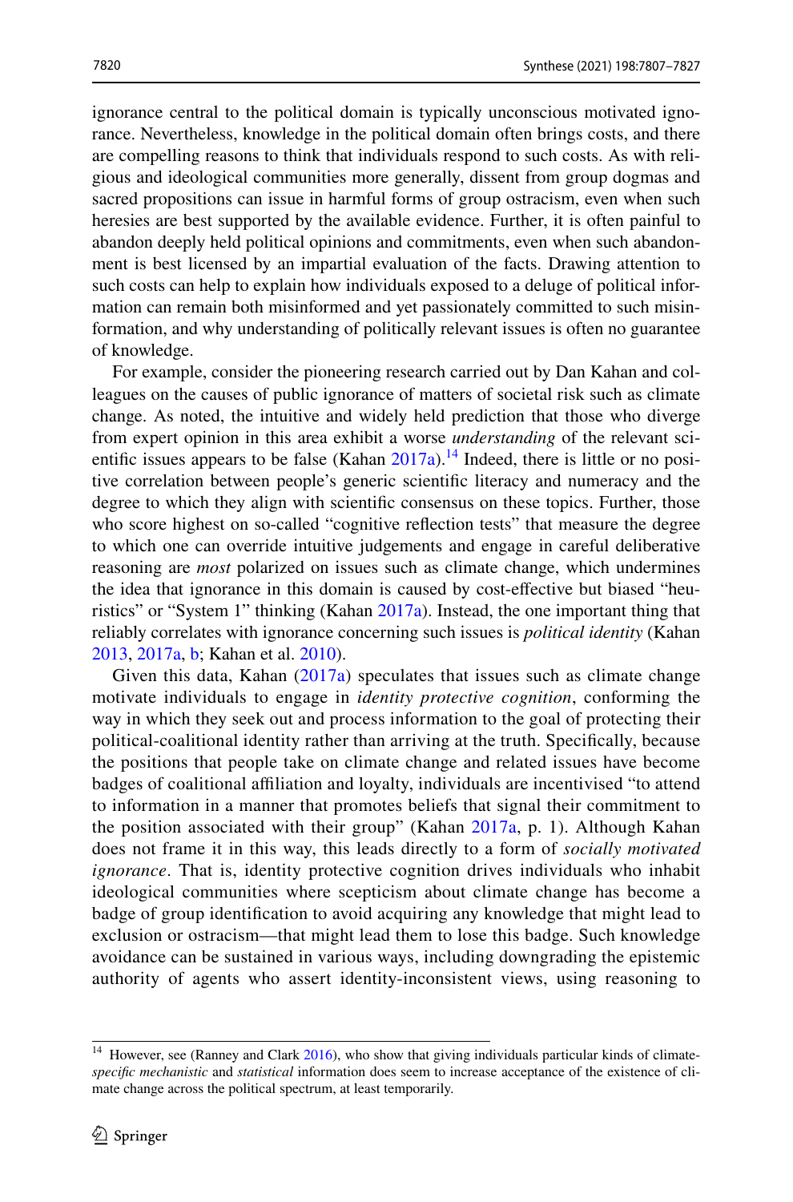ignorance central to the political domain is typically unconscious motivated ignorance. Nevertheless, knowledge in the political domain often brings costs, and there are compelling reasons to think that individuals respond to such costs. As with religious and ideological communities more generally, dissent from group dogmas and sacred propositions can issue in harmful forms of group ostracism, even when such heresies are best supported by the available evidence. Further, it is often painful to abandon deeply held political opinions and commitments, even when such abandonment is best licensed by an impartial evaluation of the facts. Drawing attention to such costs can help to explain how individuals exposed to a deluge of political information can remain both misinformed and yet passionately committed to such misinformation, and why understanding of politically relevant issues is often no guarantee of knowledge.

For example, consider the pioneering research carried out by Dan Kahan and colleagues on the causes of public ignorance of matters of societal risk such as climate change. As noted, the intuitive and widely held prediction that those who diverge from expert opinion in this area exhibit a worse *understanding* of the relevant scientific issues appears to be false (Kahan 2017a).[14] Indeed, there is little or no positive correlation between people's generic scientific literacy and numeracy and the degree to which they align with scientific consensus on these topics. Further, those who score highest on so-called "cognitive reflection tests" that measure the degree to which one can override intuitive judgements and engage in careful deliberative reasoning are *most* polarized on issues such as climate change, which undermines the idea that ignorance in this domain is caused by cost-effective but biased "heuristics" or "System 1" thinking (Kahan 2017a). Instead, the one important thing that reliably correlates with ignorance concerning such issues is *political identity* (Kahan 2013, 2017a, b; Kahan et al. 2010).

Given this data, Kahan (2017a) speculates that issues such as climate change motivate individuals to engage in *identity protective cognition*, conforming the way in which they seek out and process information to the goal of protecting their political-coalitional identity rather than arriving at the truth. Specifically, because the positions that people take on climate change and related issues have become badges of coalitional affiliation and loyalty, individuals are incentivised "to attend to information in a manner that promotes beliefs that signal their commitment to the position associated with their group" (Kahan 2017a, p. 1). Although Kahan does not frame it in this way, this leads directly to a form of *socially motivated ignorance*. That is, identity protective cognition drives individuals who inhabit ideological communities where scepticism about climate change has become a badge of group identification to avoid acquiring any knowledge that might lead to exclusion or ostracism—that might lead them to lose this badge. Such knowledge avoidance can be sustained in various ways, including downgrading the epistemic authority of agents who assert identity-inconsistent views, using reasoning to

[14] However, see (Ranney and Clark 2016), who show that giving individuals particular kinds of climate-*specific mechanistic* and *statistical* information does seem to increase acceptance of the existence of climate change across the political spectrum, at least temporarily.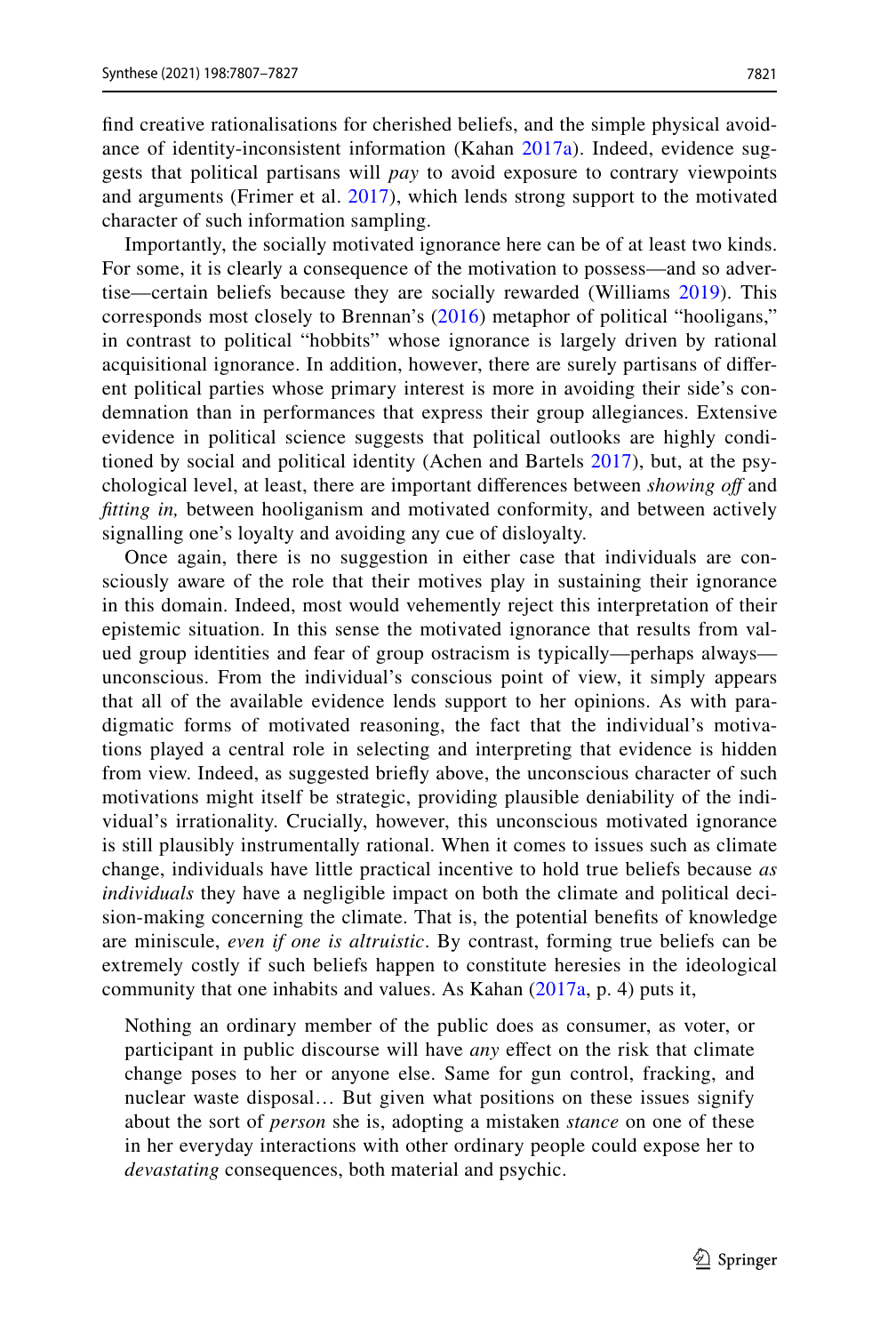find creative rationalisations for cherished beliefs, and the simple physical avoidance of identity-inconsistent information (Kahan 2017a). Indeed, evidence suggests that political partisans will *pay* to avoid exposure to contrary viewpoints and arguments (Frimer et al. 2017), which lends strong support to the motivated character of such information sampling.

Importantly, the socially motivated ignorance here can be of at least two kinds. For some, it is clearly a consequence of the motivation to possess—and so advertise—certain beliefs because they are socially rewarded (Williams 2019). This corresponds most closely to Brennan's (2016) metaphor of political "hooligans," in contrast to political "hobbits" whose ignorance is largely driven by rational acquisitional ignorance. In addition, however, there are surely partisans of different political parties whose primary interest is more in avoiding their side's condemnation than in performances that express their group allegiances. Extensive evidence in political science suggests that political outlooks are highly conditioned by social and political identity (Achen and Bartels 2017), but, at the psychological level, at least, there are important differences between *showing off* and *fitting in,* between hooliganism and motivated conformity, and between actively signalling one's loyalty and avoiding any cue of disloyalty.

Once again, there is no suggestion in either case that individuals are consciously aware of the role that their motives play in sustaining their ignorance in this domain. Indeed, most would vehemently reject this interpretation of their epistemic situation. In this sense the motivated ignorance that results from valued group identities and fear of group ostracism is typically—perhaps always—unconscious. From the individual's conscious point of view, it simply appears that all of the available evidence lends support to her opinions. As with paradigmatic forms of motivated reasoning, the fact that the individual's motivations played a central role in selecting and interpreting that evidence is hidden from view. Indeed, as suggested briefly above, the unconscious character of such motivations might itself be strategic, providing plausible deniability of the individual's irrationality. Crucially, however, this unconscious motivated ignorance is still plausibly instrumentally rational. When it comes to issues such as climate change, individuals have little practical incentive to hold true beliefs because *as individuals* they have a negligible impact on both the climate and political decision-making concerning the climate. That is, the potential benefits of knowledge are miniscule, *even if one is altruistic*. By contrast, forming true beliefs can be extremely costly if such beliefs happen to constitute heresies in the ideological community that one inhabits and values. As Kahan (2017a, p. 4) puts it,

> Nothing an ordinary member of the public does as consumer, as voter, or participant in public discourse will have *any* effect on the risk that climate change poses to her or anyone else. Same for gun control, fracking, and nuclear waste disposal… But given what positions on these issues signify about the sort of *person* she is, adopting a mistaken *stance* on one of these in her everyday interactions with other ordinary people could expose her to *devastating* consequences, both material and psychic.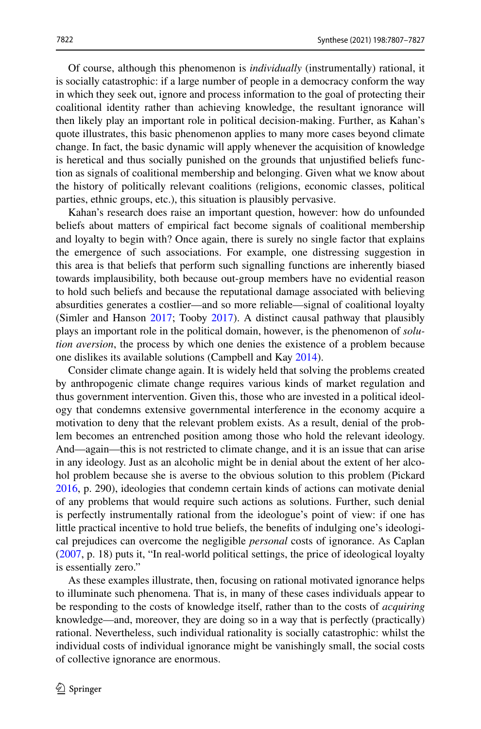Of course, although this phenomenon is *individually* (instrumentally) rational, it is socially catastrophic: if a large number of people in a democracy conform the way in which they seek out, ignore and process information to the goal of protecting their coalitional identity rather than achieving knowledge, the resultant ignorance will then likely play an important role in political decision-making. Further, as Kahan's quote illustrates, this basic phenomenon applies to many more cases beyond climate change. In fact, the basic dynamic will apply whenever the acquisition of knowledge is heretical and thus socially punished on the grounds that unjustified beliefs function as signals of coalitional membership and belonging. Given what we know about the history of politically relevant coalitions (religions, economic classes, political parties, ethnic groups, etc.), this situation is plausibly pervasive.

Kahan's research does raise an important question, however: how do unfounded beliefs about matters of empirical fact become signals of coalitional membership and loyalty to begin with? Once again, there is surely no single factor that explains the emergence of such associations. For example, one distressing suggestion in this area is that beliefs that perform such signalling functions are inherently biased towards implausibility, both because out-group members have no evidential reason to hold such beliefs and because the reputational damage associated with believing absurdities generates a costlier—and so more reliable—signal of coalitional loyalty (Simler and Hanson 2017; Tooby 2017). A distinct causal pathway that plausibly plays an important role in the political domain, however, is the phenomenon of *solution aversion*, the process by which one denies the existence of a problem because one dislikes its available solutions (Campbell and Kay 2014).

Consider climate change again. It is widely held that solving the problems created by anthropogenic climate change requires various kinds of market regulation and thus government intervention. Given this, those who are invested in a political ideology that condemns extensive governmental interference in the economy acquire a motivation to deny that the relevant problem exists. As a result, denial of the problem becomes an entrenched position among those who hold the relevant ideology. And—again—this is not restricted to climate change, and it is an issue that can arise in any ideology. Just as an alcoholic might be in denial about the extent of her alcohol problem because she is averse to the obvious solution to this problem (Pickard 2016, p. 290), ideologies that condemn certain kinds of actions can motivate denial of any problems that would require such actions as solutions. Further, such denial is perfectly instrumentally rational from the ideologue's point of view: if one has little practical incentive to hold true beliefs, the benefits of indulging one's ideological prejudices can overcome the negligible *personal* costs of ignorance. As Caplan (2007, p. 18) puts it, "In real-world political settings, the price of ideological loyalty is essentially zero."

As these examples illustrate, then, focusing on rational motivated ignorance helps to illuminate such phenomena. That is, in many of these cases individuals appear to be responding to the costs of knowledge itself, rather than to the costs of *acquiring* knowledge—and, moreover, they are doing so in a way that is perfectly (practically) rational. Nevertheless, such individual rationality is socially catastrophic: whilst the individual costs of individual ignorance might be vanishingly small, the social costs of collective ignorance are enormous.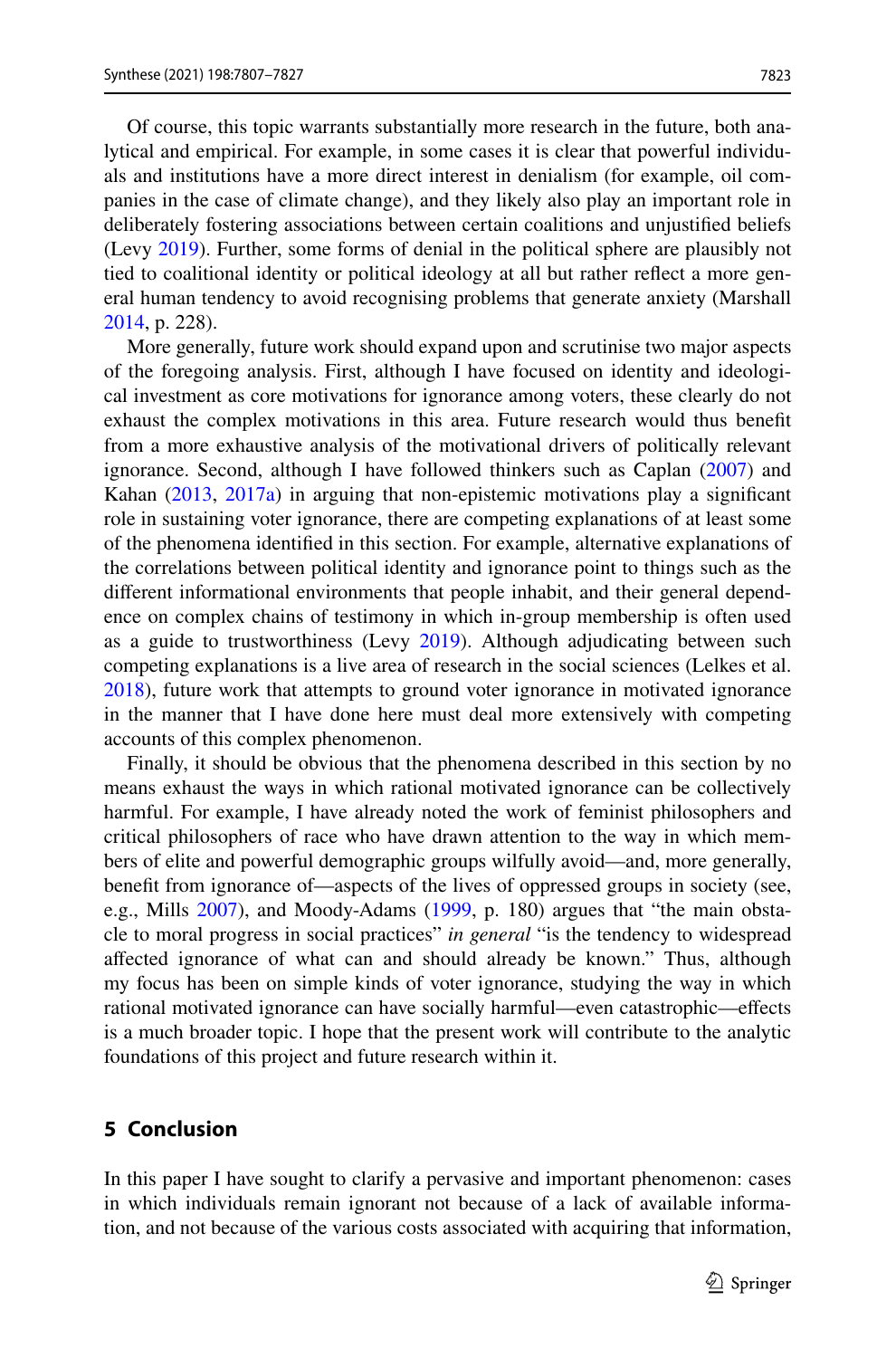Of course, this topic warrants substantially more research in the future, both analytical and empirical. For example, in some cases it is clear that powerful individuals and institutions have a more direct interest in denialism (for example, oil companies in the case of climate change), and they likely also play an important role in deliberately fostering associations between certain coalitions and unjustified beliefs (Levy 2019). Further, some forms of denial in the political sphere are plausibly not tied to coalitional identity or political ideology at all but rather reflect a more general human tendency to avoid recognising problems that generate anxiety (Marshall 2014, p. 228).

More generally, future work should expand upon and scrutinise two major aspects of the foregoing analysis. First, although I have focused on identity and ideological investment as core motivations for ignorance among voters, these clearly do not exhaust the complex motivations in this area. Future research would thus benefit from a more exhaustive analysis of the motivational drivers of politically relevant ignorance. Second, although I have followed thinkers such as Caplan (2007) and Kahan (2013, 2017a) in arguing that non-epistemic motivations play a significant role in sustaining voter ignorance, there are competing explanations of at least some of the phenomena identified in this section. For example, alternative explanations of the correlations between political identity and ignorance point to things such as the different informational environments that people inhabit, and their general dependence on complex chains of testimony in which in-group membership is often used as a guide to trustworthiness (Levy 2019). Although adjudicating between such competing explanations is a live area of research in the social sciences (Lelkes et al. 2018), future work that attempts to ground voter ignorance in motivated ignorance in the manner that I have done here must deal more extensively with competing accounts of this complex phenomenon.

Finally, it should be obvious that the phenomena described in this section by no means exhaust the ways in which rational motivated ignorance can be collectively harmful. For example, I have already noted the work of feminist philosophers and critical philosophers of race who have drawn attention to the way in which members of elite and powerful demographic groups wilfully avoid—and, more generally, benefit from ignorance of—aspects of the lives of oppressed groups in society (see, e.g., Mills 2007), and Moody-Adams (1999, p. 180) argues that "the main obstacle to moral progress in social practices" *in general* "is the tendency to widespread affected ignorance of what can and should already be known." Thus, although my focus has been on simple kinds of voter ignorance, studying the way in which rational motivated ignorance can have socially harmful—even catastrophic—effects is a much broader topic. I hope that the present work will contribute to the analytic foundations of this project and future research within it.

## 5 Conclusion

In this paper I have sought to clarify a pervasive and important phenomenon: cases in which individuals remain ignorant not because of a lack of available information, and not because of the various costs associated with acquiring that information,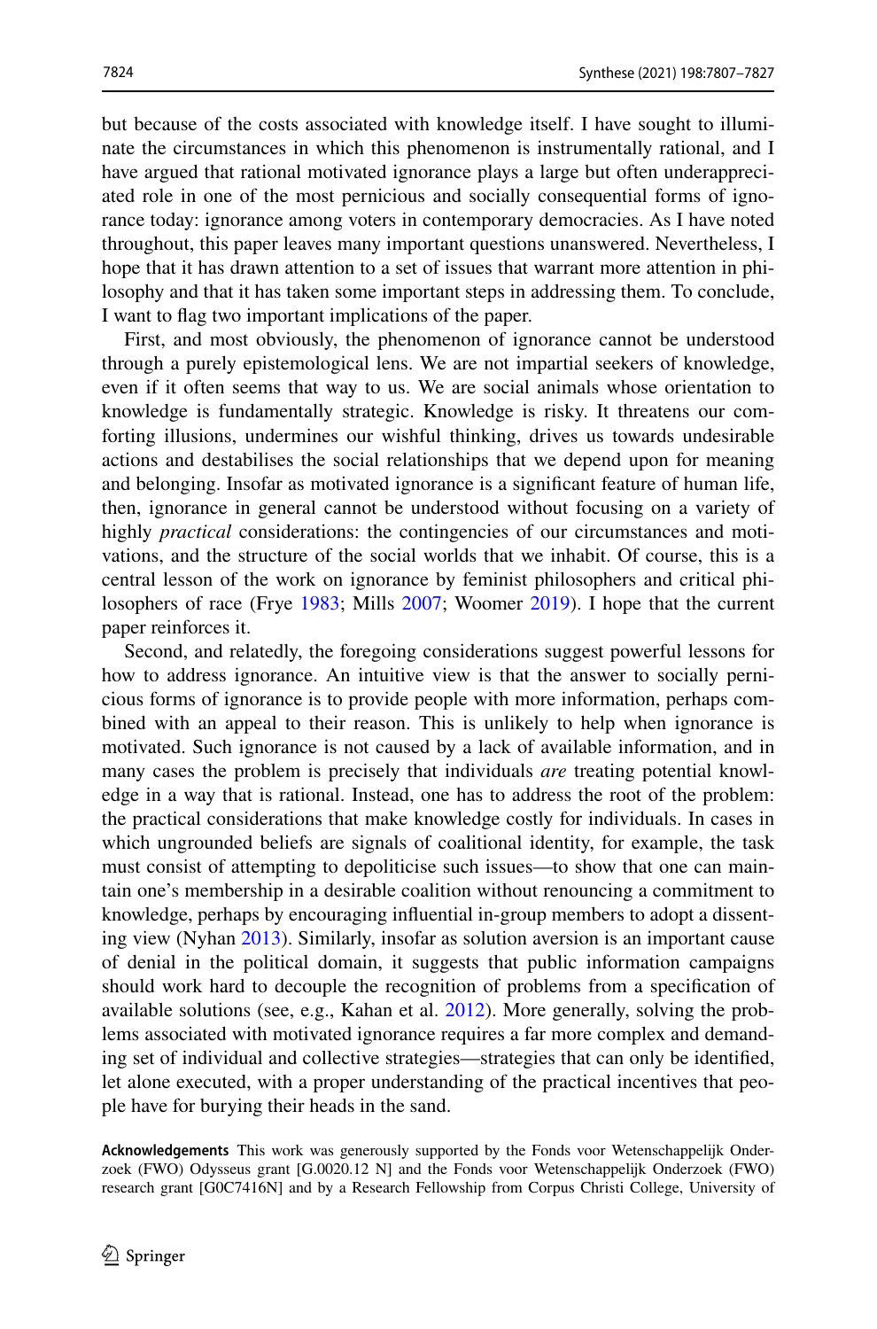but because of the costs associated with knowledge itself. I have sought to illuminate the circumstances in which this phenomenon is instrumentally rational, and I have argued that rational motivated ignorance plays a large but often underappreciated role in one of the most pernicious and socially consequential forms of ignorance today: ignorance among voters in contemporary democracies. As I have noted throughout, this paper leaves many important questions unanswered. Nevertheless, I hope that it has drawn attention to a set of issues that warrant more attention in philosophy and that it has taken some important steps in addressing them. To conclude, I want to flag two important implications of the paper.

First, and most obviously, the phenomenon of ignorance cannot be understood through a purely epistemological lens. We are not impartial seekers of knowledge, even if it often seems that way to us. We are social animals whose orientation to knowledge is fundamentally strategic. Knowledge is risky. It threatens our comforting illusions, undermines our wishful thinking, drives us towards undesirable actions and destabilises the social relationships that we depend upon for meaning and belonging. Insofar as motivated ignorance is a significant feature of human life, then, ignorance in general cannot be understood without focusing on a variety of highly *practical* considerations: the contingencies of our circumstances and motivations, and the structure of the social worlds that we inhabit. Of course, this is a central lesson of the work on ignorance by feminist philosophers and critical philosophers of race (Frye 1983; Mills 2007; Woomer 2019). I hope that the current paper reinforces it.

Second, and relatedly, the foregoing considerations suggest powerful lessons for how to address ignorance. An intuitive view is that the answer to socially pernicious forms of ignorance is to provide people with more information, perhaps combined with an appeal to their reason. This is unlikely to help when ignorance is motivated. Such ignorance is not caused by a lack of available information, and in many cases the problem is precisely that individuals *are* treating potential knowledge in a way that is rational. Instead, one has to address the root of the problem: the practical considerations that make knowledge costly for individuals. In cases in which ungrounded beliefs are signals of coalitional identity, for example, the task must consist of attempting to depoliticise such issues—to show that one can maintain one's membership in a desirable coalition without renouncing a commitment to knowledge, perhaps by encouraging influential in-group members to adopt a dissenting view (Nyhan 2013). Similarly, insofar as solution aversion is an important cause of denial in the political domain, it suggests that public information campaigns should work hard to decouple the recognition of problems from a specification of available solutions (see, e.g., Kahan et al. 2012). More generally, solving the problems associated with motivated ignorance requires a far more complex and demanding set of individual and collective strategies—strategies that can only be identified, let alone executed, with a proper understanding of the practical incentives that people have for burying their heads in the sand.

**Acknowledgements** This work was generously supported by the Fonds voor Wetenschappelijk Onderzoek (FWO) Odysseus grant [G.0020.12 N] and the Fonds voor Wetenschappelijk Onderzoek (FWO) research grant [G0C7416N] and by a Research Fellowship from Corpus Christi College, University of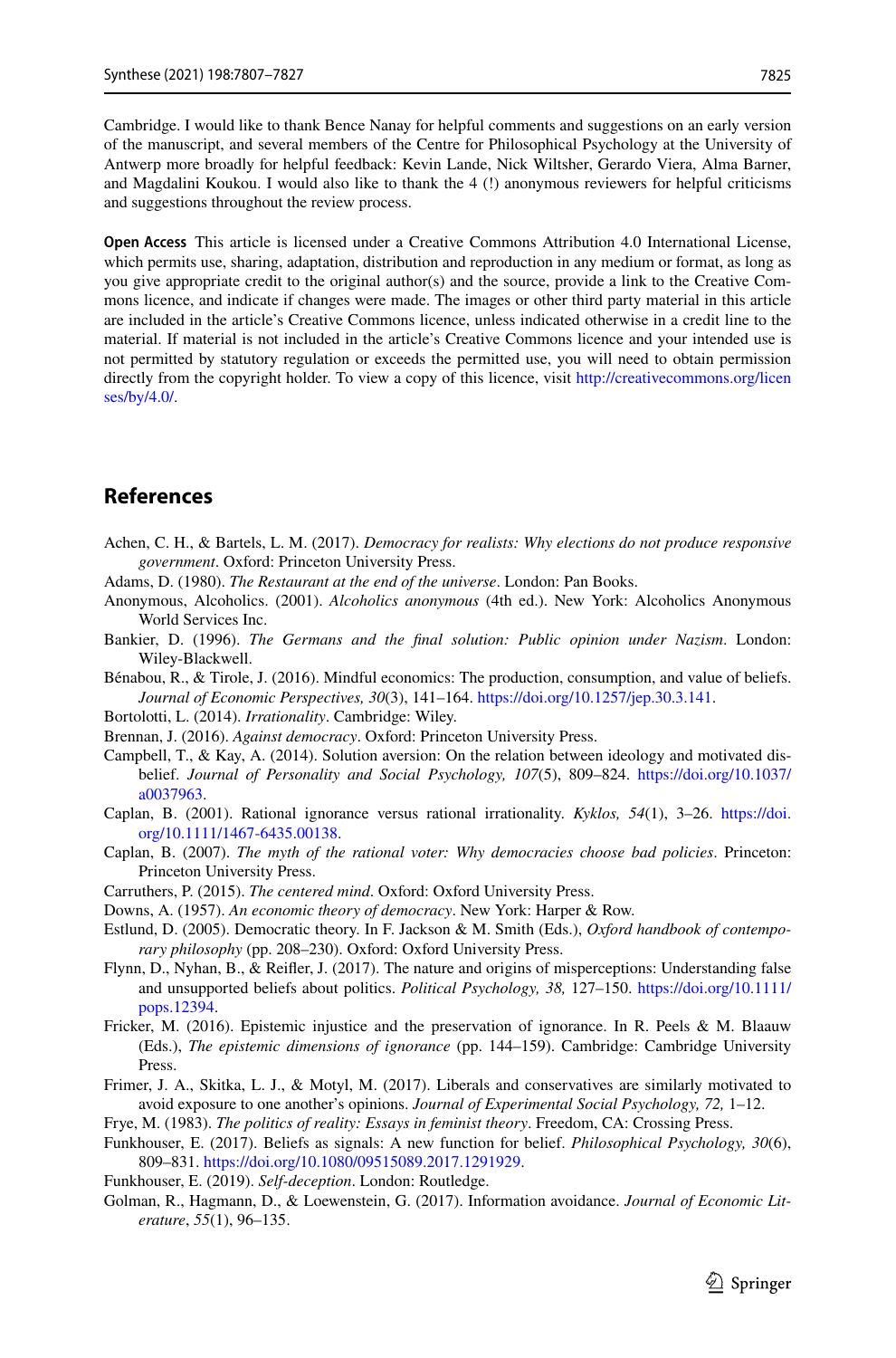Cambridge. I would like to thank Bence Nanay for helpful comments and suggestions on an early version of the manuscript, and several members of the Centre for Philosophical Psychology at the University of Antwerp more broadly for helpful feedback: Kevin Lande, Nick Wiltsher, Gerardo Viera, Alma Barner, and Magdalini Koukou. I would also like to thank the 4 (!) anonymous reviewers for helpful criticisms and suggestions throughout the review process.

**Open Access** This article is licensed under a Creative Commons Attribution 4.0 International License, which permits use, sharing, adaptation, distribution and reproduction in any medium or format, as long as you give appropriate credit to the original author(s) and the source, provide a link to the Creative Commons licence, and indicate if changes were made. The images or other third party material in this article are included in the article's Creative Commons licence, unless indicated otherwise in a credit line to the material. If material is not included in the article's Creative Commons licence and your intended use is not permitted by statutory regulation or exceeds the permitted use, you will need to obtain permission directly from the copyright holder. To view a copy of this licence, visit http://creativecommons.org/licenses/by/4.0/.

## References

Achen, C. H., & Bartels, L. M. (2017). *Democracy for realists: Why elections do not produce responsive government*. Oxford: Princeton University Press.

Adams, D. (1980). *The Restaurant at the end of the universe*. London: Pan Books.

Anonymous, Alcoholics. (2001). *Alcoholics anonymous* (4th ed.). New York: Alcoholics Anonymous World Services Inc.

Bankier, D. (1996). *The Germans and the final solution: Public opinion under Nazism*. London: Wiley-Blackwell.

Bénabou, R., & Tirole, J. (2016). Mindful economics: The production, consumption, and value of beliefs. *Journal of Economic Perspectives, 30*(3), 141–164. https://doi.org/10.1257/jep.30.3.141.

Bortolotti, L. (2014). *Irrationality*. Cambridge: Wiley.

Brennan, J. (2016). *Against democracy*. Oxford: Princeton University Press.

Campbell, T., & Kay, A. (2014). Solution aversion: On the relation between ideology and motivated disbelief. *Journal of Personality and Social Psychology, 107*(5), 809–824. https://doi.org/10.1037/a0037963.

Caplan, B. (2001). Rational ignorance versus rational irrationality. *Kyklos, 54*(1), 3–26. https://doi.org/10.1111/1467-6435.00138.

Caplan, B. (2007). *The myth of the rational voter: Why democracies choose bad policies*. Princeton: Princeton University Press.

Carruthers, P. (2015). *The centered mind*. Oxford: Oxford University Press.

Downs, A. (1957). *An economic theory of democracy*. New York: Harper & Row.

Estlund, D. (2005). Democratic theory. In F. Jackson & M. Smith (Eds.), *Oxford handbook of contemporary philosophy* (pp. 208–230). Oxford: Oxford University Press.

Flynn, D., Nyhan, B., & Reifler, J. (2017). The nature and origins of misperceptions: Understanding false and unsupported beliefs about politics. *Political Psychology, 38,* 127–150. https://doi.org/10.1111/pops.12394.

Fricker, M. (2016). Epistemic injustice and the preservation of ignorance. In R. Peels & M. Blaauw (Eds.), *The epistemic dimensions of ignorance* (pp. 144–159). Cambridge: Cambridge University Press.

Frimer, J. A., Skitka, L. J., & Motyl, M. (2017). Liberals and conservatives are similarly motivated to avoid exposure to one another's opinions. *Journal of Experimental Social Psychology, 72,* 1–12.

Frye, M. (1983). *The politics of reality: Essays in feminist theory*. Freedom, CA: Crossing Press.

Funkhouser, E. (2017). Beliefs as signals: A new function for belief. *Philosophical Psychology, 30*(6), 809–831. https://doi.org/10.1080/09515089.2017.1291929.

Funkhouser, E. (2019). *Self-deception*. London: Routledge.

Golman, R., Hagmann, D., & Loewenstein, G. (2017). Information avoidance. *Journal of Economic Literature*, *55*(1), 96–135.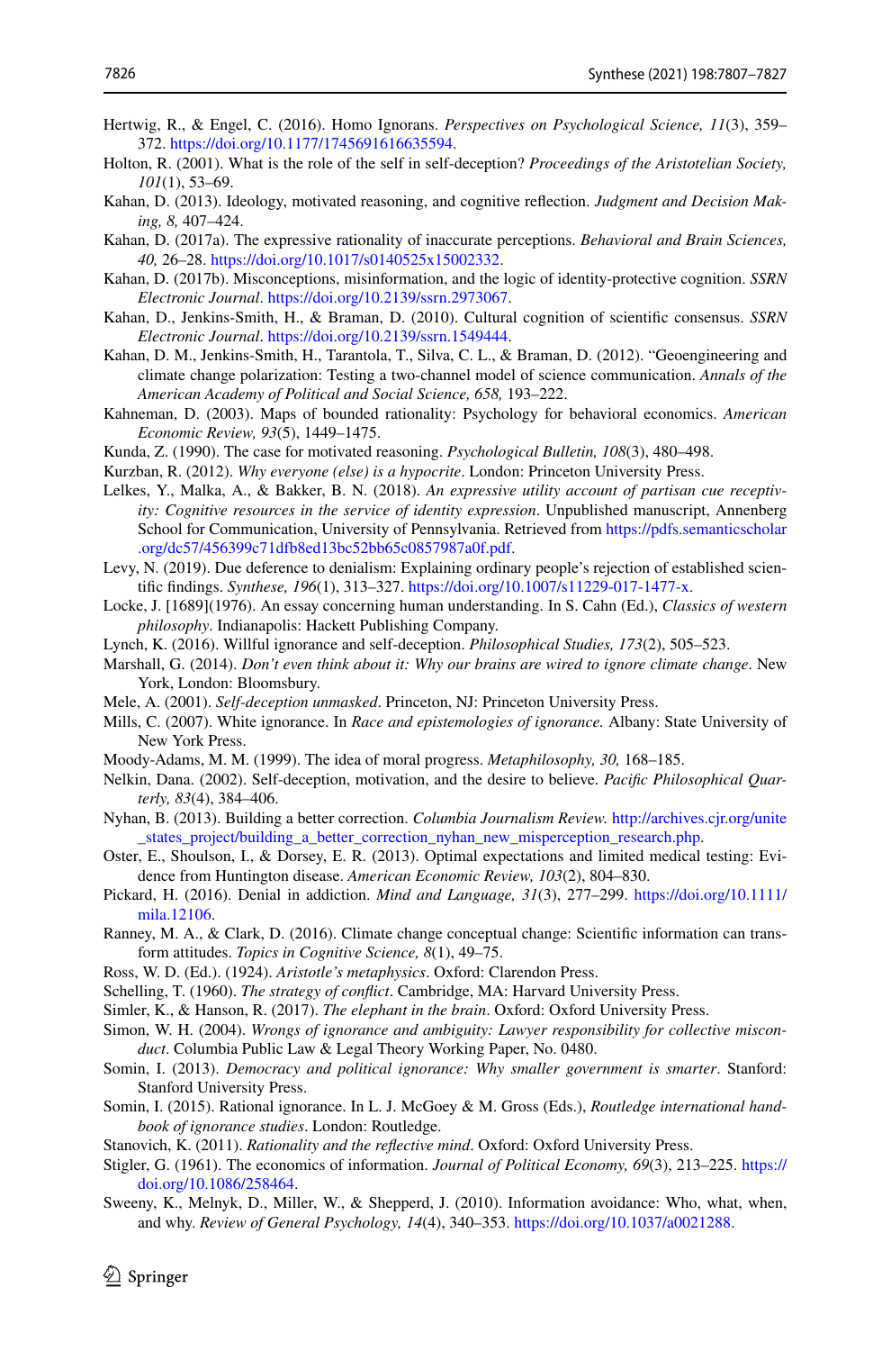Hertwig, R., & Engel, C. (2016). Homo Ignorans. *Perspectives on Psychological Science, 11*(3), 359–372. https://doi.org/10.1177/1745691616635594.

Holton, R. (2001). What is the role of the self in self-deception? *Proceedings of the Aristotelian Society, 101*(1), 53–69.

Kahan, D. (2013). Ideology, motivated reasoning, and cognitive reflection. *Judgment and Decision Making, 8,* 407–424.

Kahan, D. (2017a). The expressive rationality of inaccurate perceptions. *Behavioral and Brain Sciences, 40,* 26–28. https://doi.org/10.1017/s0140525x15002332.

Kahan, D. (2017b). Misconceptions, misinformation, and the logic of identity-protective cognition. *SSRN Electronic Journal*. https://doi.org/10.2139/ssrn.2973067.

Kahan, D., Jenkins-Smith, H., & Braman, D. (2010). Cultural cognition of scientific consensus. *SSRN Electronic Journal*. https://doi.org/10.2139/ssrn.1549444.

Kahan, D. M., Jenkins-Smith, H., Tarantola, T., Silva, C. L., & Braman, D. (2012). "Geoengineering and climate change polarization: Testing a two-channel model of science communication. *Annals of the American Academy of Political and Social Science, 658,* 193–222.

Kahneman, D. (2003). Maps of bounded rationality: Psychology for behavioral economics. *American Economic Review, 93*(5), 1449–1475.

Kunda, Z. (1990). The case for motivated reasoning. *Psychological Bulletin, 108*(3), 480–498.

Kurzban, R. (2012). *Why everyone (else) is a hypocrite*. London: Princeton University Press.

Lelkes, Y., Malka, A., & Bakker, B. N. (2018). *An expressive utility account of partisan cue receptivity: Cognitive resources in the service of identity expression*. Unpublished manuscript, Annenberg School for Communication, University of Pennsylvania. Retrieved from https://pdfs.semanticscholar.org/dc57/456399c71dfb8ed13bc52bb65c0857987a0f.pdf.

Levy, N. (2019). Due deference to denialism: Explaining ordinary people's rejection of established scientific findings. *Synthese, 196*(1), 313–327. https://doi.org/10.1007/s11229-017-1477-x.

Locke, J. [1689](1976). An essay concerning human understanding. In S. Cahn (Ed.), *Classics of western philosophy*. Indianapolis: Hackett Publishing Company.

Lynch, K. (2016). Willful ignorance and self-deception. *Philosophical Studies, 173*(2), 505–523.

Marshall, G. (2014). *Don't even think about it: Why our brains are wired to ignore climate change*. New York, London: Bloomsbury.

Mele, A. (2001). *Self-deception unmasked*. Princeton, NJ: Princeton University Press.

Mills, C. (2007). White ignorance. In *Race and epistemologies of ignorance.* Albany: State University of New York Press.

Moody-Adams, M. M. (1999). The idea of moral progress. *Metaphilosophy, 30,* 168–185.

Nelkin, Dana. (2002). Self-deception, motivation, and the desire to believe. *Pacific Philosophical Quarterly, 83*(4), 384–406.

Nyhan, B. (2013). Building a better correction. *Columbia Journalism Review.* http://archives.cjr.org/unite_states_project/building_a_better_correction_nyhan_new_misperception_research.php.

Oster, E., Shoulson, I., & Dorsey, E. R. (2013). Optimal expectations and limited medical testing: Evidence from Huntington disease. *American Economic Review, 103*(2), 804–830.

Pickard, H. (2016). Denial in addiction. *Mind and Language, 31*(3), 277–299. https://doi.org/10.1111/mila.12106.

Ranney, M. A., & Clark, D. (2016). Climate change conceptual change: Scientific information can transform attitudes. *Topics in Cognitive Science, 8*(1), 49–75.

Ross, W. D. (Ed.). (1924). *Aristotle's metaphysics*. Oxford: Clarendon Press.

Schelling, T. (1960). *The strategy of conflict*. Cambridge, MA: Harvard University Press.

Simler, K., & Hanson, R. (2017). *The elephant in the brain*. Oxford: Oxford University Press.

Simon, W. H. (2004). *Wrongs of ignorance and ambiguity: Lawyer responsibility for collective misconduct*. Columbia Public Law & Legal Theory Working Paper, No. 0480.

Somin, I. (2013). *Democracy and political ignorance: Why smaller government is smarter*. Stanford: Stanford University Press.

Somin, I. (2015). Rational ignorance. In L. J. McGoey & M. Gross (Eds.), *Routledge international handbook of ignorance studies*. London: Routledge.

Stanovich, K. (2011). *Rationality and the reflective mind*. Oxford: Oxford University Press.

Stigler, G. (1961). The economics of information. *Journal of Political Economy, 69*(3), 213–225. https://doi.org/10.1086/258464.

Sweeny, K., Melnyk, D., Miller, W., & Shepperd, J. (2010). Information avoidance: Who, what, when, and why. *Review of General Psychology, 14*(4), 340–353. https://doi.org/10.1037/a0021288.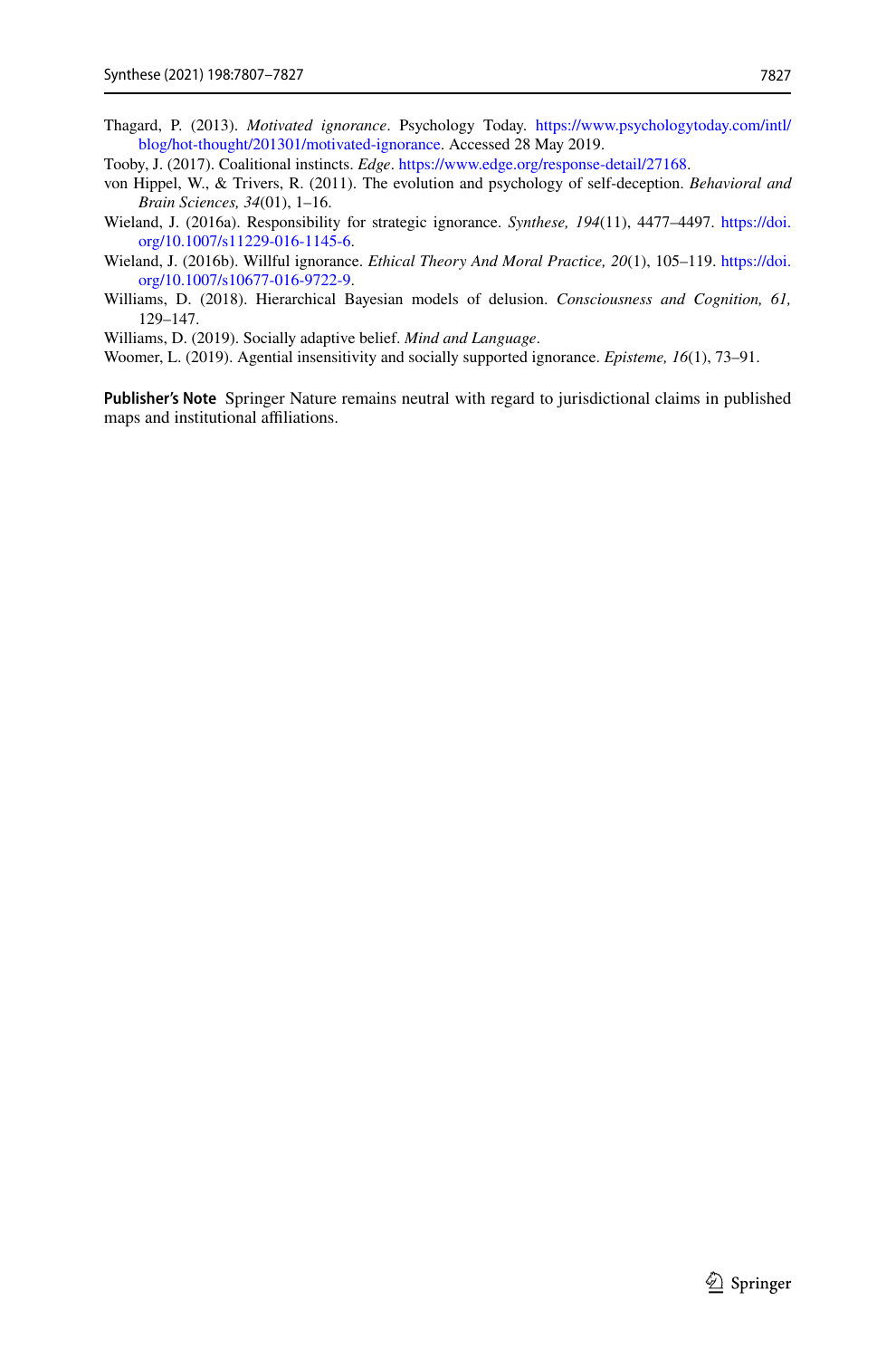Thagard, P. (2013). *Motivated ignorance*. Psychology Today. https://www.psychologytoday.com/intl/blog/hot-thought/201301/motivated-ignorance. Accessed 28 May 2019.

Tooby, J. (2017). Coalitional instincts. *Edge*. https://www.edge.org/response-detail/27168.

von Hippel, W., & Trivers, R. (2011). The evolution and psychology of self-deception. *Behavioral and Brain Sciences, 34*(01), 1–16.

Wieland, J. (2016a). Responsibility for strategic ignorance. *Synthese, 194*(11), 4477–4497. https://doi.org/10.1007/s11229-016-1145-6.

Wieland, J. (2016b). Willful ignorance. *Ethical Theory And Moral Practice, 20*(1), 105–119. https://doi.org/10.1007/s10677-016-9722-9.

Williams, D. (2018). Hierarchical Bayesian models of delusion. *Consciousness and Cognition, 61,* 129–147.

Williams, D. (2019). Socially adaptive belief. *Mind and Language*.

Woomer, L. (2019). Agential insensitivity and socially supported ignorance. *Episteme, 16*(1), 73–91.

**Publisher's Note** Springer Nature remains neutral with regard to jurisdictional claims in published maps and institutional affiliations.